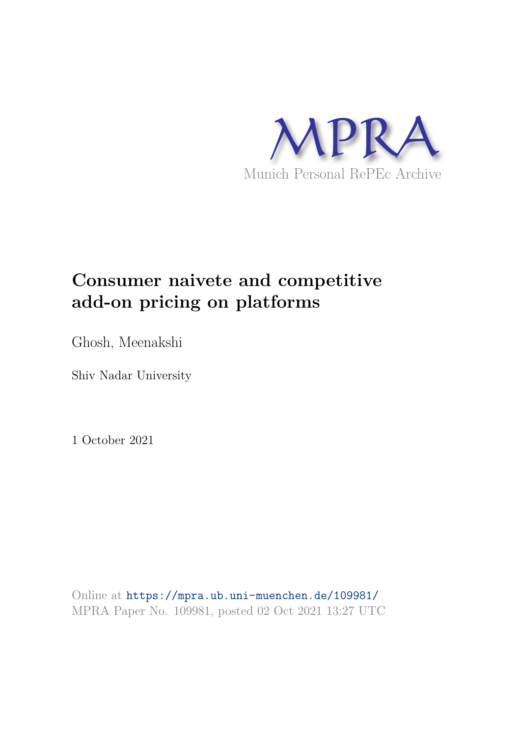MPRA

Munich Personal RePEc Archive

# Consumer naivete and competitive add-on pricing on platforms

Ghosh, Meenakshi

Shiv Nadar University

1 October 2021

Online at https://mpra.ub.uni-muenchen.de/109981/
MPRA Paper No. 109981, posted 02 Oct 2021 13:27 UTC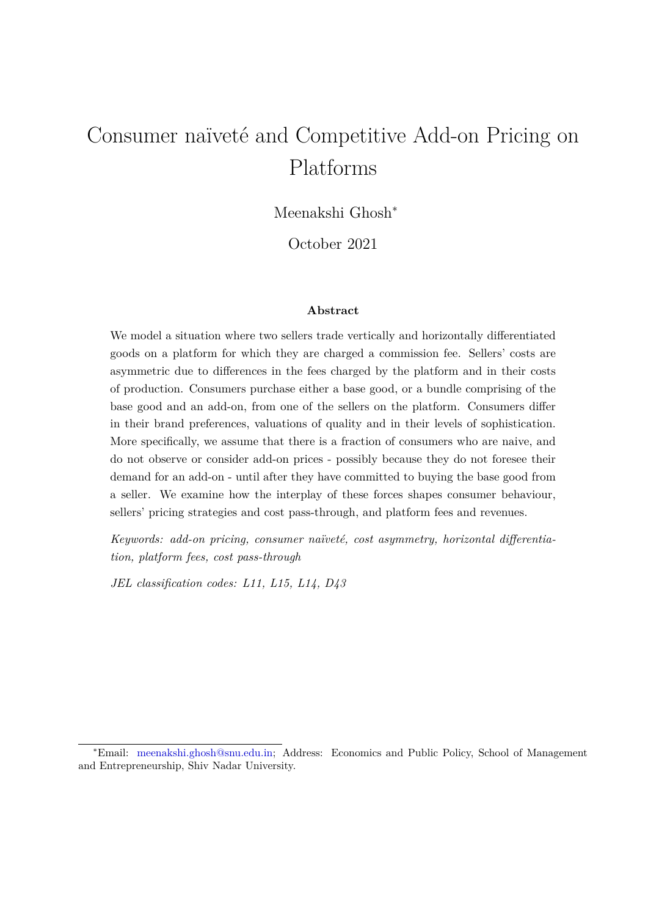# Consumer naïveté and Competitive Add-on Pricing on Platforms

Meenakshi Ghosh*

October 2021

**Abstract**

We model a situation where two sellers trade vertically and horizontally differentiated goods on a platform for which they are charged a commission fee. Sellers' costs are asymmetric due to differences in the fees charged by the platform and in their costs of production. Consumers purchase either a base good, or a bundle comprising of the base good and an add-on, from one of the sellers on the platform. Consumers differ in their brand preferences, valuations of quality and in their levels of sophistication. More specifically, we assume that there is a fraction of consumers who are naive, and do not observe or consider add-on prices - possibly because they do not foresee their demand for an add-on - until after they have committed to buying the base good from a seller. We examine how the interplay of these forces shapes consumer behaviour, sellers' pricing strategies and cost pass-through, and platform fees and revenues.

*Keywords: add-on pricing, consumer naïveté, cost asymmetry, horizontal differentiation, platform fees, cost pass-through*

*JEL classification codes: L11, L15, L14, D43*

---

*Email: meenakshi.ghosh@snu.edu.in; Address: Economics and Public Policy, School of Management and Entrepreneurship, Shiv Nadar University.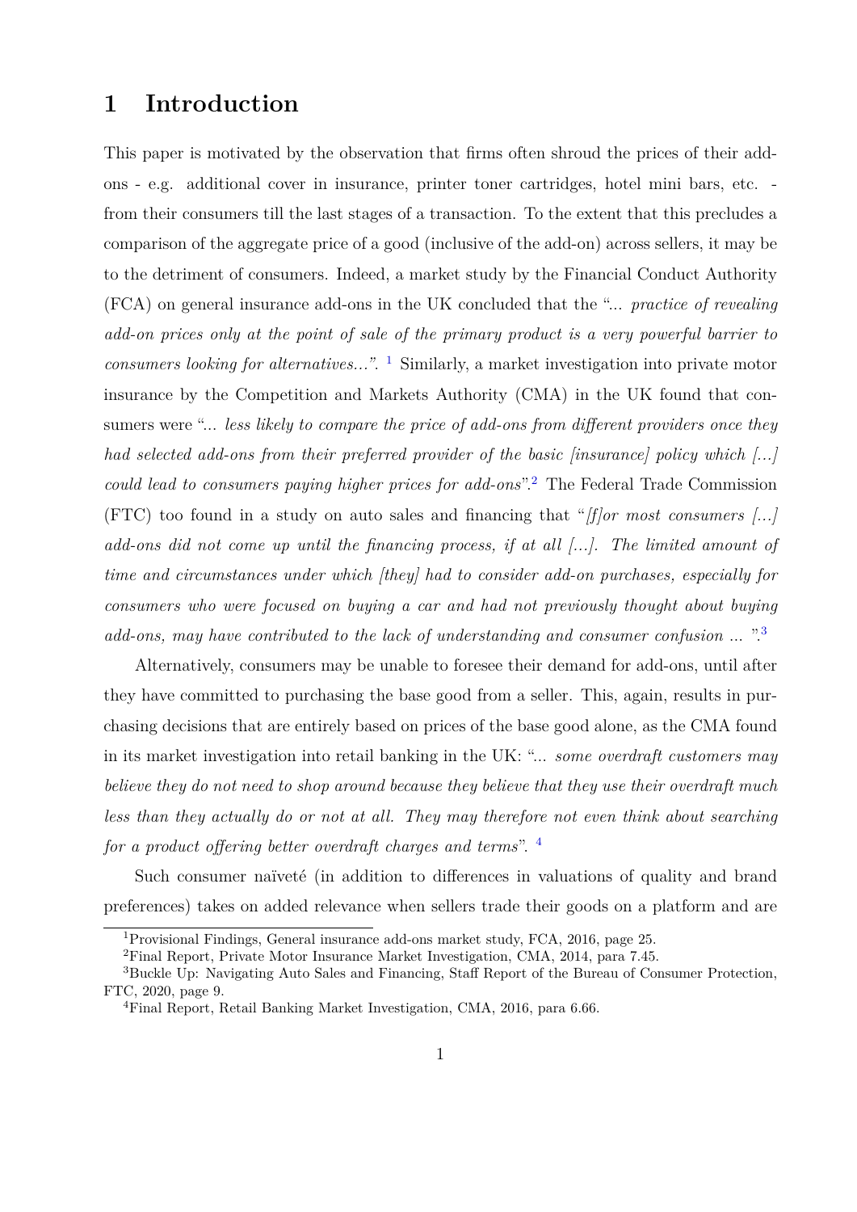# 1 Introduction

This paper is motivated by the observation that firms often shroud the prices of their add-ons - e.g. additional cover in insurance, printer toner cartridges, hotel mini bars, etc. - from their consumers till the last stages of a transaction. To the extent that this precludes a comparison of the aggregate price of a good (inclusive of the add-on) across sellers, it may be to the detriment of consumers. Indeed, a market study by the Financial Conduct Authority (FCA) on general insurance add-ons in the UK concluded that the "... *practice of revealing add-on prices only at the point of sale of the primary product is a very powerful barrier to consumers looking for alternatives...*". [1] Similarly, a market investigation into private motor insurance by the Competition and Markets Authority (CMA) in the UK found that consumers were "*... less likely to compare the price of add-ons from different providers once they had selected add-ons from their preferred provider of the basic [insurance] policy which [...] could lead to consumers paying higher prices for add-ons*".[2] The Federal Trade Commission (FTC) too found in a study on auto sales and financing that "*[f]or most consumers [...] add-ons did not come up until the financing process, if at all [...]. The limited amount of time and circumstances under which [they] had to consider add-on purchases, especially for consumers who were focused on buying a car and had not previously thought about buying add-ons, may have contributed to the lack of understanding and consumer confusion ...* ".[3]

Alternatively, consumers may be unable to foresee their demand for add-ons, until after they have committed to purchasing the base good from a seller. This, again, results in purchasing decisions that are entirely based on prices of the base good alone, as the CMA found in its market investigation into retail banking in the UK: "... *some overdraft customers may believe they do not need to shop around because they believe that they use their overdraft much less than they actually do or not at all. They may therefore not even think about searching for a product offering better overdraft charges and terms*". [4]

Such consumer naïveté (in addition to differences in valuations of quality and brand preferences) takes on added relevance when sellers trade their goods on a platform and are

[1] Provisional Findings, General insurance add-ons market study, FCA, 2016, page 25.

[2] Final Report, Private Motor Insurance Market Investigation, CMA, 2014, para 7.45.

[3] Buckle Up: Navigating Auto Sales and Financing, Staff Report of the Bureau of Consumer Protection, FTC, 2020, page 9.

[4] Final Report, Retail Banking Market Investigation, CMA, 2016, para 6.66.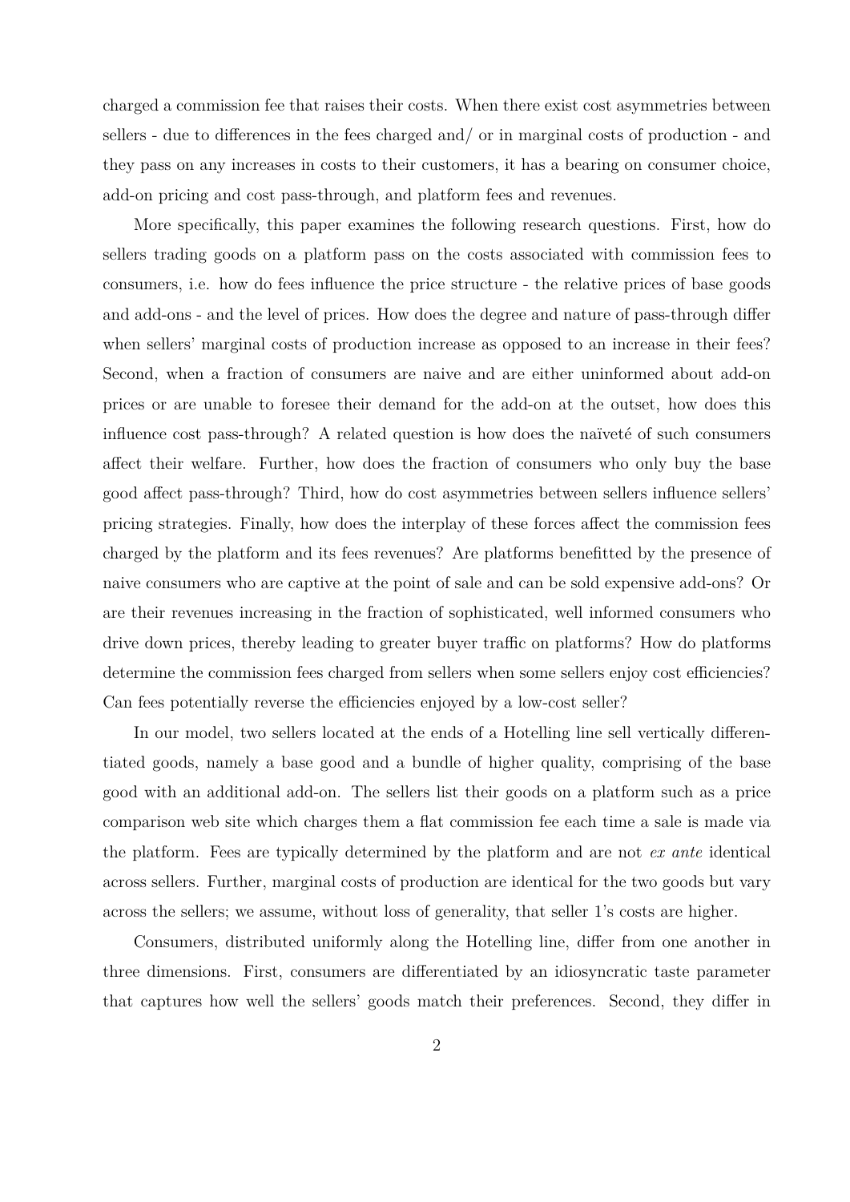charged a commission fee that raises their costs. When there exist cost asymmetries between sellers - due to differences in the fees charged and/ or in marginal costs of production - and they pass on any increases in costs to their customers, it has a bearing on consumer choice, add-on pricing and cost pass-through, and platform fees and revenues.

More specifically, this paper examines the following research questions. First, how do sellers trading goods on a platform pass on the costs associated with commission fees to consumers, i.e. how do fees influence the price structure - the relative prices of base goods and add-ons - and the level of prices. How does the degree and nature of pass-through differ when sellers' marginal costs of production increase as opposed to an increase in their fees? Second, when a fraction of consumers are naive and are either uninformed about add-on prices or are unable to foresee their demand for the add-on at the outset, how does this influence cost pass-through? A related question is how does the naïveté of such consumers affect their welfare. Further, how does the fraction of consumers who only buy the base good affect pass-through? Third, how do cost asymmetries between sellers influence sellers' pricing strategies. Finally, how does the interplay of these forces affect the commission fees charged by the platform and its fees revenues? Are platforms benefitted by the presence of naive consumers who are captive at the point of sale and can be sold expensive add-ons? Or are their revenues increasing in the fraction of sophisticated, well informed consumers who drive down prices, thereby leading to greater buyer traffic on platforms? How do platforms determine the commission fees charged from sellers when some sellers enjoy cost efficiencies? Can fees potentially reverse the efficiencies enjoyed by a low-cost seller?

In our model, two sellers located at the ends of a Hotelling line sell vertically differentiated goods, namely a base good and a bundle of higher quality, comprising of the base good with an additional add-on. The sellers list their goods on a platform such as a price comparison web site which charges them a flat commission fee each time a sale is made via the platform. Fees are typically determined by the platform and are not *ex ante* identical across sellers. Further, marginal costs of production are identical for the two goods but vary across the sellers; we assume, without loss of generality, that seller 1's costs are higher.

Consumers, distributed uniformly along the Hotelling line, differ from one another in three dimensions. First, consumers are differentiated by an idiosyncratic taste parameter that captures how well the sellers' goods match their preferences. Second, they differ in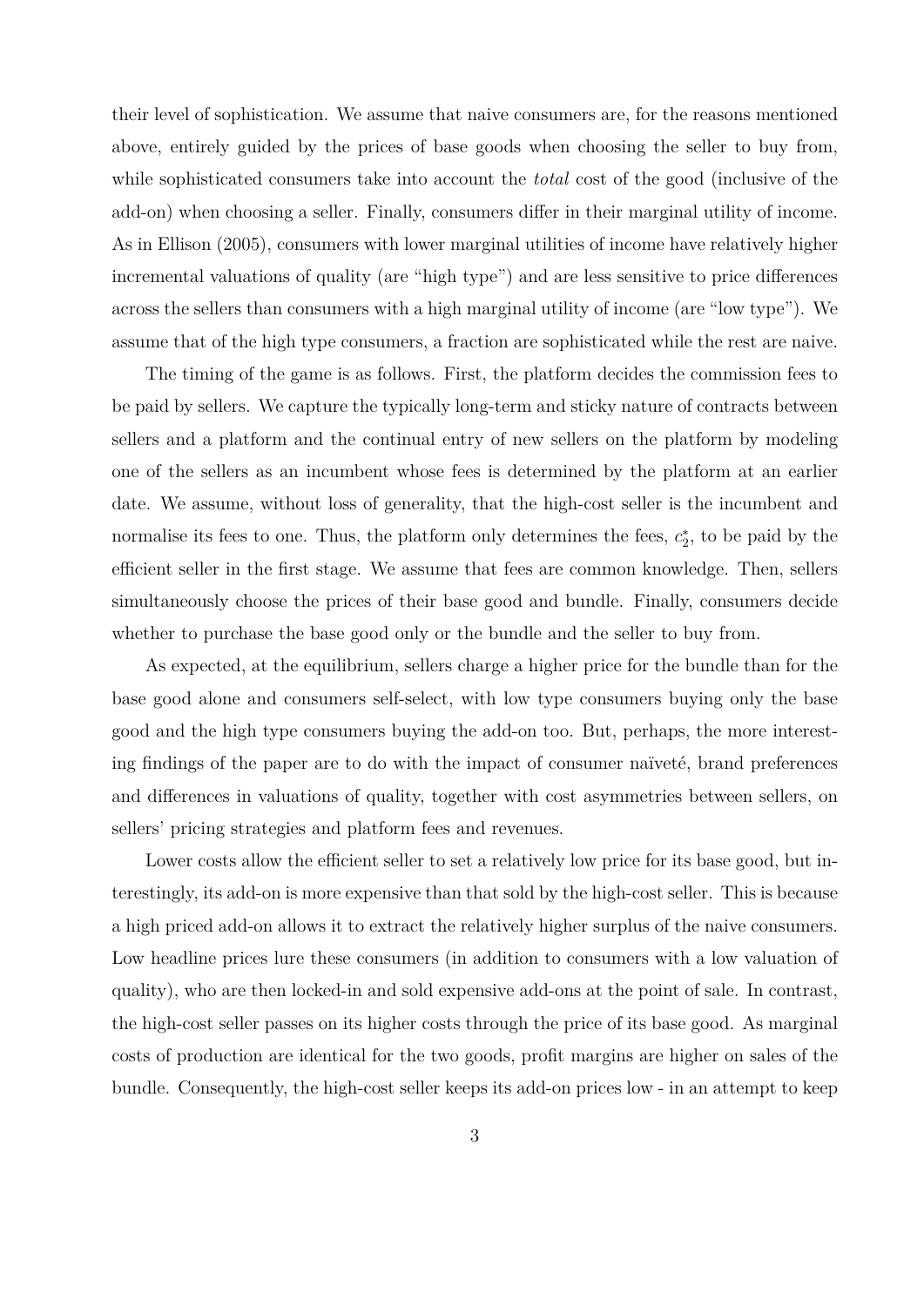their level of sophistication. We assume that naive consumers are, for the reasons mentioned above, entirely guided by the prices of base goods when choosing the seller to buy from, while sophisticated consumers take into account the *total* cost of the good (inclusive of the add-on) when choosing a seller. Finally, consumers differ in their marginal utility of income. As in Ellison (2005), consumers with lower marginal utilities of income have relatively higher incremental valuations of quality (are "high type") and are less sensitive to price differences across the sellers than consumers with a high marginal utility of income (are "low type"). We assume that of the high type consumers, a fraction are sophisticated while the rest are naive.

The timing of the game is as follows. First, the platform decides the commission fees to be paid by sellers. We capture the typically long-term and sticky nature of contracts between sellers and a platform and the continual entry of new sellers on the platform by modeling one of the sellers as an incumbent whose fees is determined by the platform at an earlier date. We assume, without loss of generality, that the high-cost seller is the incumbent and normalise its fees to one. Thus, the platform only determines the fees, $c_2^*$, to be paid by the efficient seller in the first stage. We assume that fees are common knowledge. Then, sellers simultaneously choose the prices of their base good and bundle. Finally, consumers decide whether to purchase the base good only or the bundle and the seller to buy from.

As expected, at the equilibrium, sellers charge a higher price for the bundle than for the base good alone and consumers self-select, with low type consumers buying only the base good and the high type consumers buying the add-on too. But, perhaps, the more interesting findings of the paper are to do with the impact of consumer naïveté, brand preferences and differences in valuations of quality, together with cost asymmetries between sellers, on sellers' pricing strategies and platform fees and revenues.

Lower costs allow the efficient seller to set a relatively low price for its base good, but interestingly, its add-on is more expensive than that sold by the high-cost seller. This is because a high priced add-on allows it to extract the relatively higher surplus of the naive consumers. Low headline prices lure these consumers (in addition to consumers with a low valuation of quality), who are then locked-in and sold expensive add-ons at the point of sale. In contrast, the high-cost seller passes on its higher costs through the price of its base good. As marginal costs of production are identical for the two goods, profit margins are higher on sales of the bundle. Consequently, the high-cost seller keeps its add-on prices low - in an attempt to keep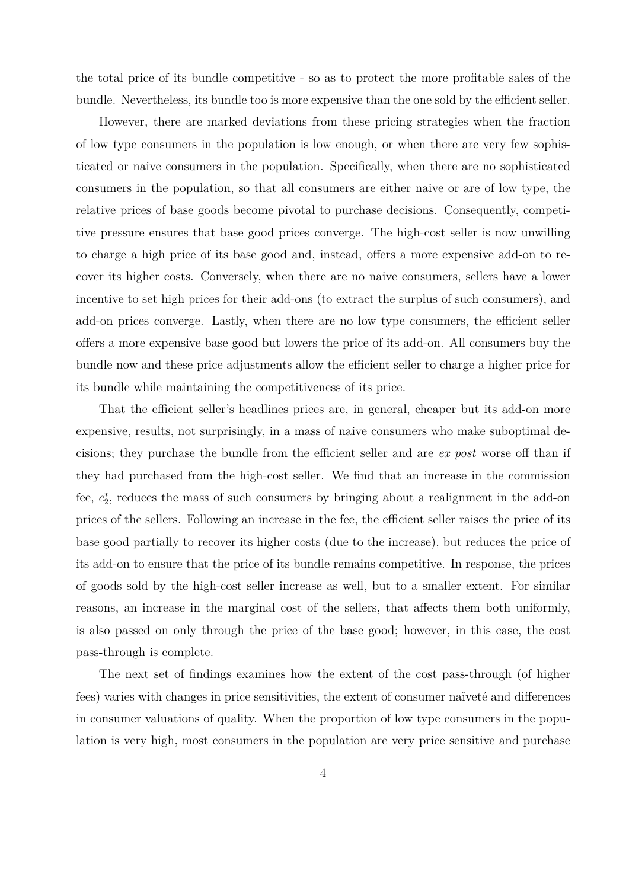the total price of its bundle competitive - so as to protect the more profitable sales of the bundle. Nevertheless, its bundle too is more expensive than the one sold by the efficient seller.

However, there are marked deviations from these pricing strategies when the fraction of low type consumers in the population is low enough, or when there are very few sophisticated or naive consumers in the population. Specifically, when there are no sophisticated consumers in the population, so that all consumers are either naive or are of low type, the relative prices of base goods become pivotal to purchase decisions. Consequently, competitive pressure ensures that base good prices converge. The high-cost seller is now unwilling to charge a high price of its base good and, instead, offers a more expensive add-on to recover its higher costs. Conversely, when there are no naive consumers, sellers have a lower incentive to set high prices for their add-ons (to extract the surplus of such consumers), and add-on prices converge. Lastly, when there are no low type consumers, the efficient seller offers a more expensive base good but lowers the price of its add-on. All consumers buy the bundle now and these price adjustments allow the efficient seller to charge a higher price for its bundle while maintaining the competitiveness of its price.

That the efficient seller's headlines prices are, in general, cheaper but its add-on more expensive, results, not surprisingly, in a mass of naive consumers who make suboptimal decisions; they purchase the bundle from the efficient seller and are *ex post* worse off than if they had purchased from the high-cost seller. We find that an increase in the commission fee, $c_2^*$, reduces the mass of such consumers by bringing about a realignment in the add-on prices of the sellers. Following an increase in the fee, the efficient seller raises the price of its base good partially to recover its higher costs (due to the increase), but reduces the price of its add-on to ensure that the price of its bundle remains competitive. In response, the prices of goods sold by the high-cost seller increase as well, but to a smaller extent. For similar reasons, an increase in the marginal cost of the sellers, that affects them both uniformly, is also passed on only through the price of the base good; however, in this case, the cost pass-through is complete.

The next set of findings examines how the extent of the cost pass-through (of higher fees) varies with changes in price sensitivities, the extent of consumer naïveté and differences in consumer valuations of quality. When the proportion of low type consumers in the population is very high, most consumers in the population are very price sensitive and purchase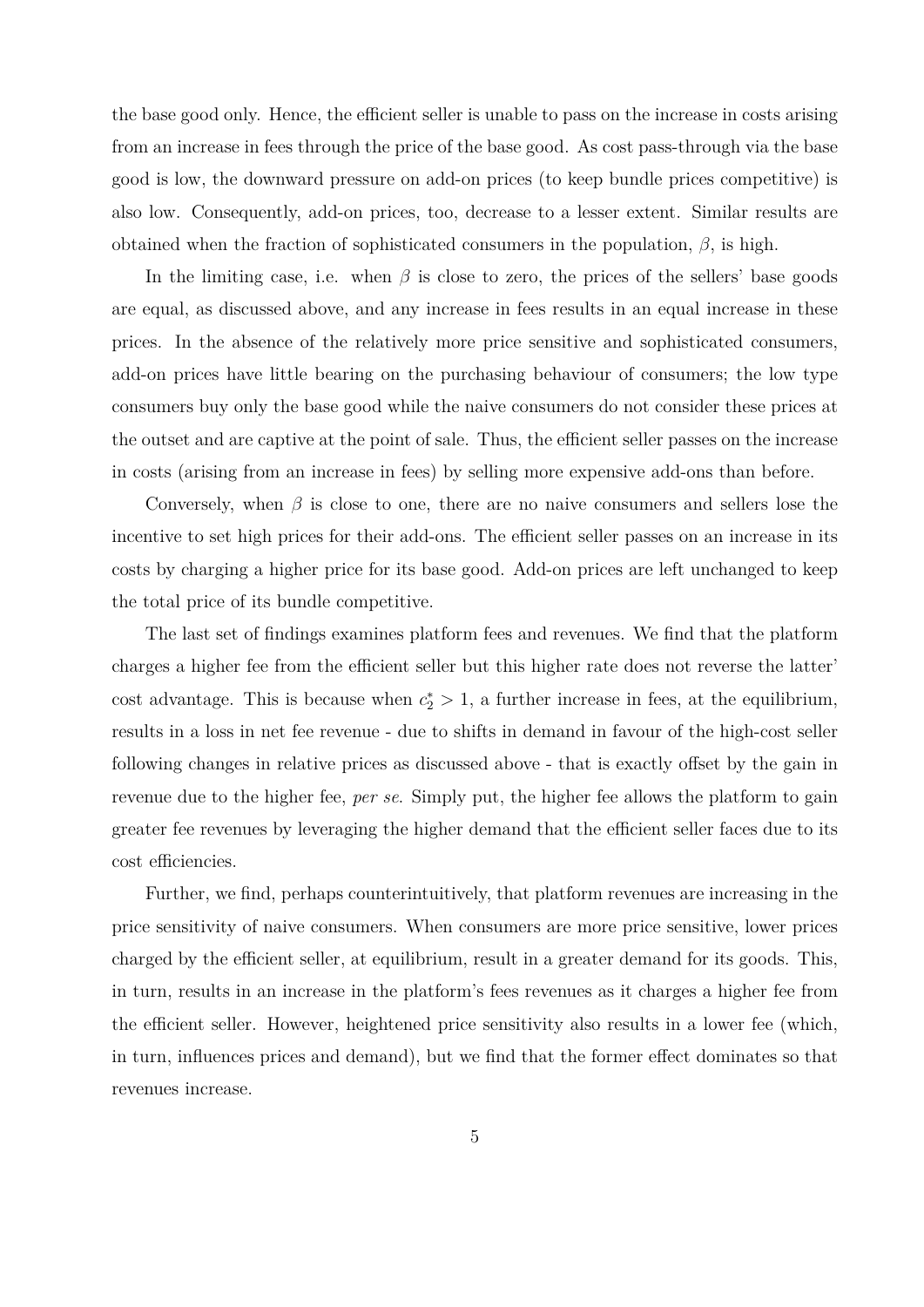the base good only. Hence, the efficient seller is unable to pass on the increase in costs arising from an increase in fees through the price of the base good. As cost pass-through via the base good is low, the downward pressure on add-on prices (to keep bundle prices competitive) is also low. Consequently, add-on prices, too, decrease to a lesser extent. Similar results are obtained when the fraction of sophisticated consumers in the population, $\beta$, is high.

In the limiting case, i.e. when $\beta$ is close to zero, the prices of the sellers' base goods are equal, as discussed above, and any increase in fees results in an equal increase in these prices. In the absence of the relatively more price sensitive and sophisticated consumers, add-on prices have little bearing on the purchasing behaviour of consumers; the low type consumers buy only the base good while the naive consumers do not consider these prices at the outset and are captive at the point of sale. Thus, the efficient seller passes on the increase in costs (arising from an increase in fees) by selling more expensive add-ons than before.

Conversely, when $\beta$ is close to one, there are no naive consumers and sellers lose the incentive to set high prices for their add-ons. The efficient seller passes on an increase in its costs by charging a higher price for its base good. Add-on prices are left unchanged to keep the total price of its bundle competitive.

The last set of findings examines platform fees and revenues. We find that the platform charges a higher fee from the efficient seller but this higher rate does not reverse the latter' cost advantage. This is because when $c_2^* > 1$, a further increase in fees, at the equilibrium, results in a loss in net fee revenue - due to shifts in demand in favour of the high-cost seller following changes in relative prices as discussed above - that is exactly offset by the gain in revenue due to the higher fee, *per se*. Simply put, the higher fee allows the platform to gain greater fee revenues by leveraging the higher demand that the efficient seller faces due to its cost efficiencies.

Further, we find, perhaps counterintuitively, that platform revenues are increasing in the price sensitivity of naive consumers. When consumers are more price sensitive, lower prices charged by the efficient seller, at equilibrium, result in a greater demand for its goods. This, in turn, results in an increase in the platform's fees revenues as it charges a higher fee from the efficient seller. However, heightened price sensitivity also results in a lower fee (which, in turn, influences prices and demand), but we find that the former effect dominates so that revenues increase.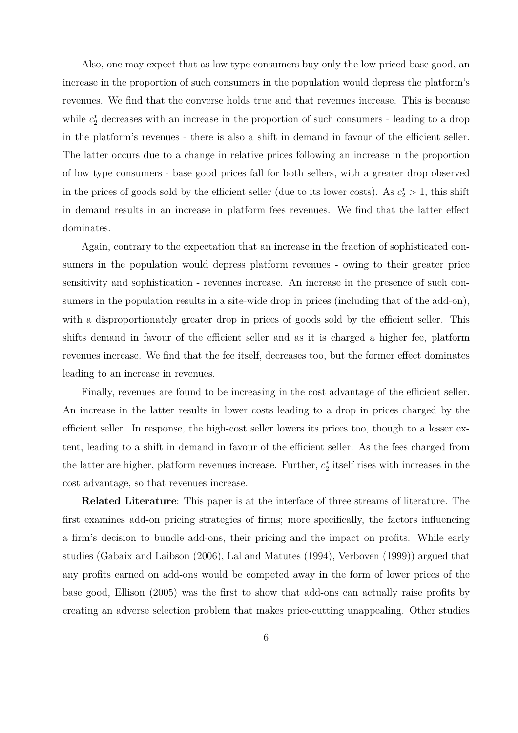Also, one may expect that as low type consumers buy only the low priced base good, an increase in the proportion of such consumers in the population would depress the platform's revenues. We find that the converse holds true and that revenues increase. This is because while $c_2^*$ decreases with an increase in the proportion of such consumers - leading to a drop in the platform's revenues - there is also a shift in demand in favour of the efficient seller. The latter occurs due to a change in relative prices following an increase in the proportion of low type consumers - base good prices fall for both sellers, with a greater drop observed in the prices of goods sold by the efficient seller (due to its lower costs). As $c_2^* > 1$, this shift in demand results in an increase in platform fees revenues. We find that the latter effect dominates.

Again, contrary to the expectation that an increase in the fraction of sophisticated consumers in the population would depress platform revenues - owing to their greater price sensitivity and sophistication - revenues increase. An increase in the presence of such consumers in the population results in a site-wide drop in prices (including that of the add-on), with a disproportionately greater drop in prices of goods sold by the efficient seller. This shifts demand in favour of the efficient seller and as it is charged a higher fee, platform revenues increase. We find that the fee itself, decreases too, but the former effect dominates leading to an increase in revenues.

Finally, revenues are found to be increasing in the cost advantage of the efficient seller. An increase in the latter results in lower costs leading to a drop in prices charged by the efficient seller. In response, the high-cost seller lowers its prices too, though to a lesser extent, leading to a shift in demand in favour of the efficient seller. As the fees charged from the latter are higher, platform revenues increase. Further, $c_2^*$ itself rises with increases in the cost advantage, so that revenues increase.

**Related Literature**: This paper is at the interface of three streams of literature. The first examines add-on pricing strategies of firms; more specifically, the factors influencing a firm's decision to bundle add-ons, their pricing and the impact on profits. While early studies (Gabaix and Laibson (2006), Lal and Matutes (1994), Verboven (1999)) argued that any profits earned on add-ons would be competed away in the form of lower prices of the base good, Ellison (2005) was the first to show that add-ons can actually raise profits by creating an adverse selection problem that makes price-cutting unappealing. Other studies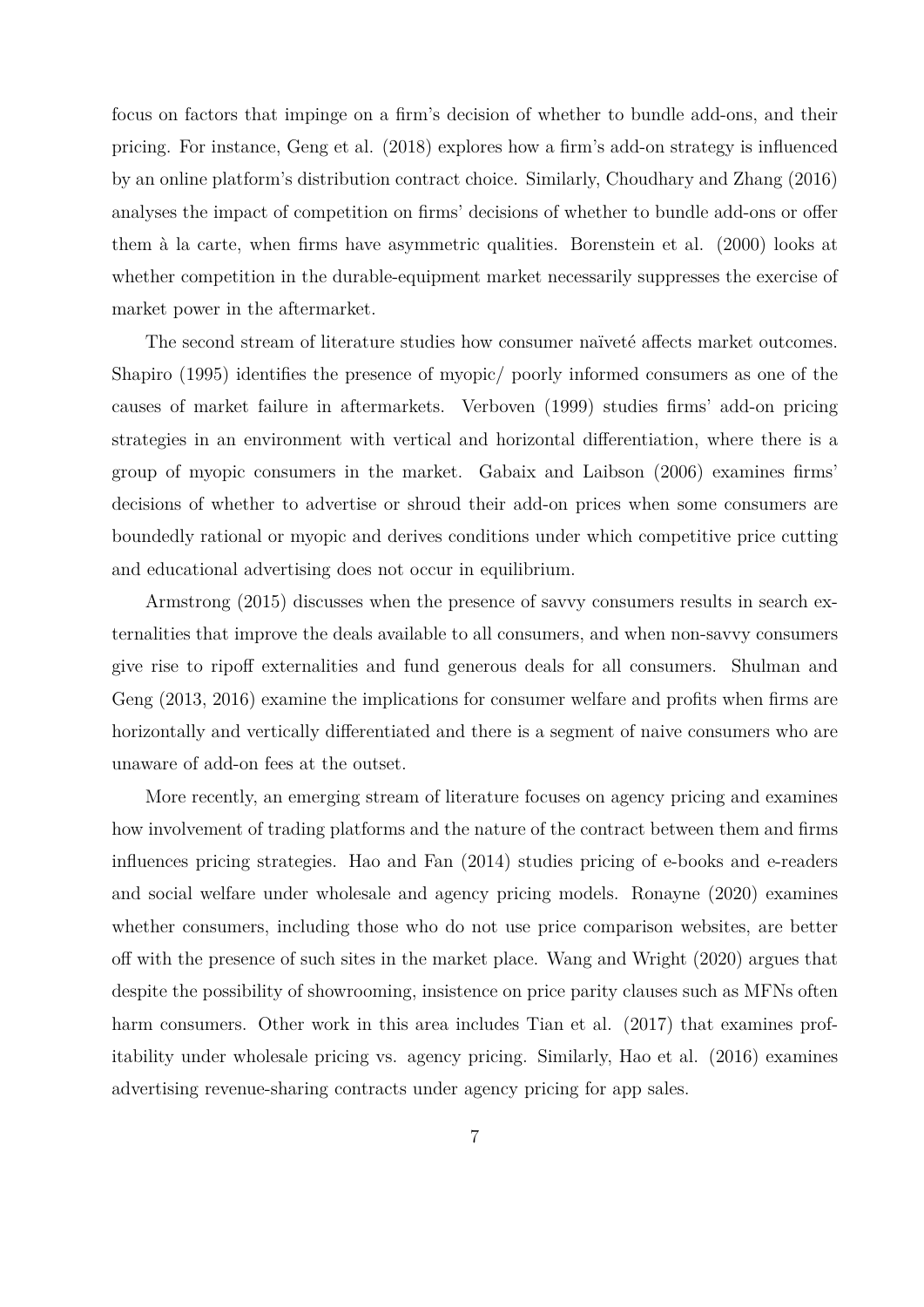focus on factors that impinge on a firm's decision of whether to bundle add-ons, and their pricing. For instance, Geng et al. (2018) explores how a firm's add-on strategy is influenced by an online platform's distribution contract choice. Similarly, Choudhary and Zhang (2016) analyses the impact of competition on firms' decisions of whether to bundle add-ons or offer them à la carte, when firms have asymmetric qualities. Borenstein et al. (2000) looks at whether competition in the durable-equipment market necessarily suppresses the exercise of market power in the aftermarket.

The second stream of literature studies how consumer naïveté affects market outcomes. Shapiro (1995) identifies the presence of myopic/ poorly informed consumers as one of the causes of market failure in aftermarkets. Verboven (1999) studies firms' add-on pricing strategies in an environment with vertical and horizontal differentiation, where there is a group of myopic consumers in the market. Gabaix and Laibson (2006) examines firms' decisions of whether to advertise or shroud their add-on prices when some consumers are boundedly rational or myopic and derives conditions under which competitive price cutting and educational advertising does not occur in equilibrium.

Armstrong (2015) discusses when the presence of savvy consumers results in search externalities that improve the deals available to all consumers, and when non-savvy consumers give rise to ripoff externalities and fund generous deals for all consumers. Shulman and Geng (2013, 2016) examine the implications for consumer welfare and profits when firms are horizontally and vertically differentiated and there is a segment of naive consumers who are unaware of add-on fees at the outset.

More recently, an emerging stream of literature focuses on agency pricing and examines how involvement of trading platforms and the nature of the contract between them and firms influences pricing strategies. Hao and Fan (2014) studies pricing of e-books and e-readers and social welfare under wholesale and agency pricing models. Ronayne (2020) examines whether consumers, including those who do not use price comparison websites, are better off with the presence of such sites in the market place. Wang and Wright (2020) argues that despite the possibility of showrooming, insistence on price parity clauses such as MFNs often harm consumers. Other work in this area includes Tian et al. (2017) that examines profitability under wholesale pricing vs. agency pricing. Similarly, Hao et al. (2016) examines advertising revenue-sharing contracts under agency pricing for app sales.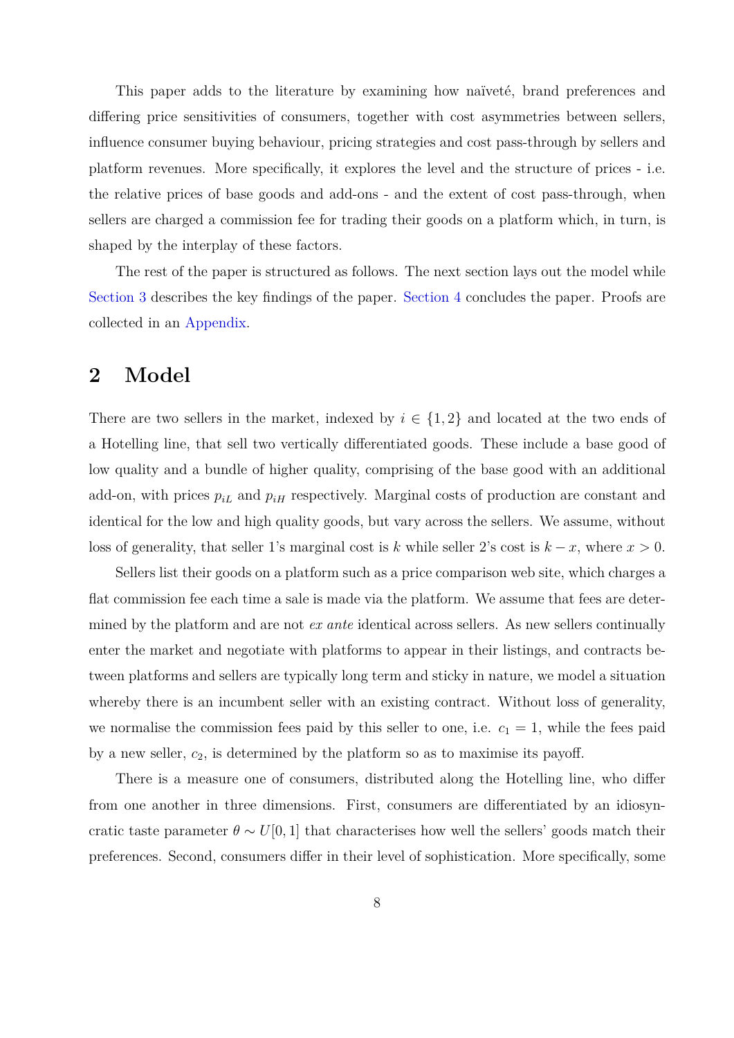This paper adds to the literature by examining how naïveté, brand preferences and differing price sensitivities of consumers, together with cost asymmetries between sellers, influence consumer buying behaviour, pricing strategies and cost pass-through by sellers and platform revenues. More specifically, it explores the level and the structure of prices - i.e. the relative prices of base goods and add-ons - and the extent of cost pass-through, when sellers are charged a commission fee for trading their goods on a platform which, in turn, is shaped by the interplay of these factors.

The rest of the paper is structured as follows. The next section lays out the model while Section 3 describes the key findings of the paper. Section 4 concludes the paper. Proofs are collected in an Appendix.

## 2 Model

There are two sellers in the market, indexed by $i \in \{1, 2\}$ and located at the two ends of a Hotelling line, that sell two vertically differentiated goods. These include a base good of low quality and a bundle of higher quality, comprising of the base good with an additional add-on, with prices $p_{iL}$ and $p_{iH}$ respectively. Marginal costs of production are constant and identical for the low and high quality goods, but vary across the sellers. We assume, without loss of generality, that seller 1's marginal cost is $k$ while seller 2's cost is $k - x$, where $x > 0$.

Sellers list their goods on a platform such as a price comparison web site, which charges a flat commission fee each time a sale is made via the platform. We assume that fees are determined by the platform and are not *ex ante* identical across sellers. As new sellers continually enter the market and negotiate with platforms to appear in their listings, and contracts between platforms and sellers are typically long term and sticky in nature, we model a situation whereby there is an incumbent seller with an existing contract. Without loss of generality, we normalise the commission fees paid by this seller to one, i.e. $c_1 = 1$, while the fees paid by a new seller, $c_2$, is determined by the platform so as to maximise its payoff.

There is a measure one of consumers, distributed along the Hotelling line, who differ from one another in three dimensions. First, consumers are differentiated by an idiosyncratic taste parameter $\theta \sim U[0, 1]$ that characterises how well the sellers' goods match their preferences. Second, consumers differ in their level of sophistication. More specifically, some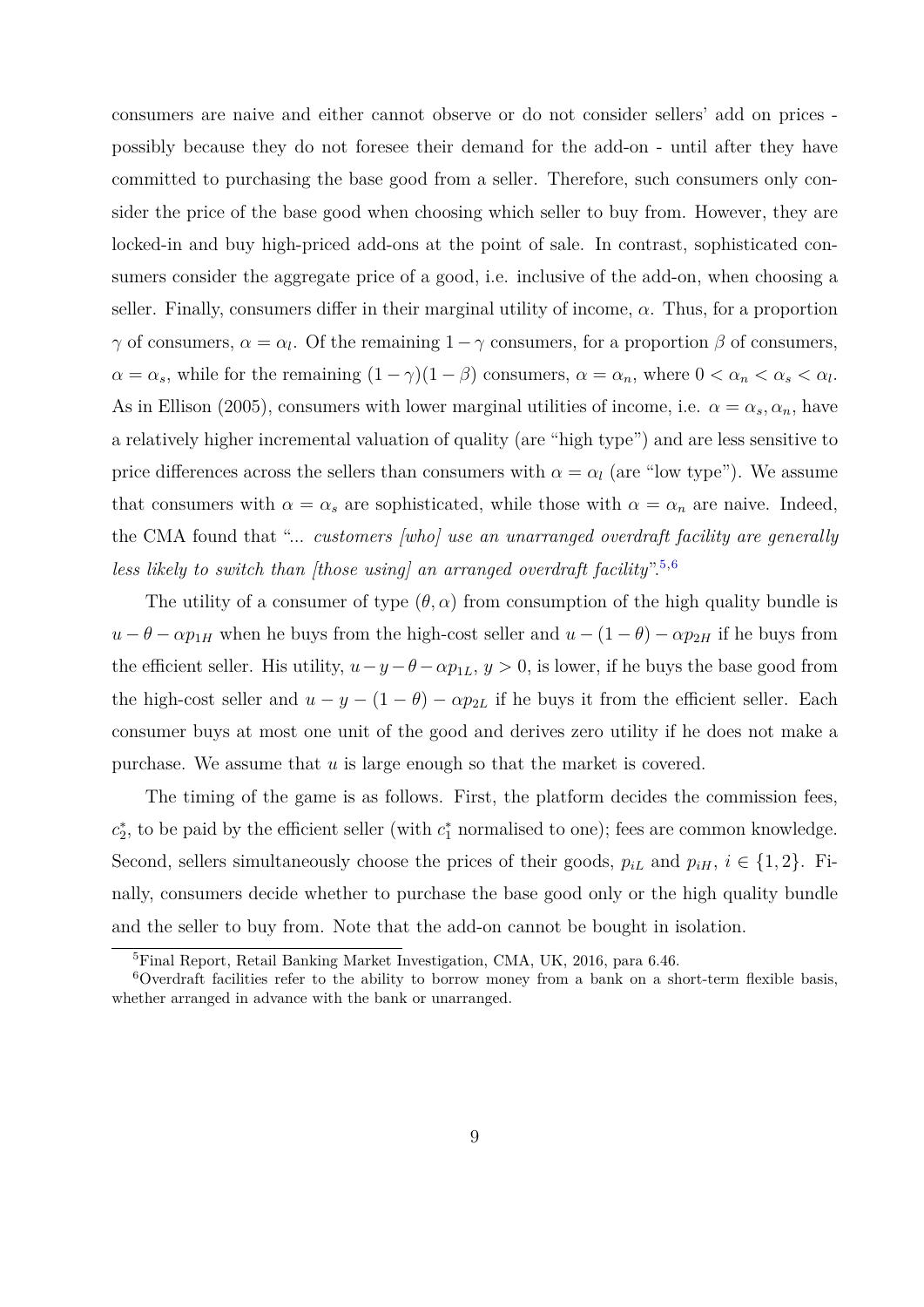consumers are naive and either cannot observe or do not consider sellers' add on prices - possibly because they do not foresee their demand for the add-on - until after they have committed to purchasing the base good from a seller. Therefore, such consumers only consider the price of the base good when choosing which seller to buy from. However, they are locked-in and buy high-priced add-ons at the point of sale. In contrast, sophisticated consumers consider the aggregate price of a good, i.e. inclusive of the add-on, when choosing a seller. Finally, consumers differ in their marginal utility of income, $\alpha$. Thus, for a proportion $\gamma$ of consumers, $\alpha = \alpha_l$. Of the remaining $1 - \gamma$ consumers, for a proportion $\beta$ of consumers, $\alpha = \alpha_s$, while for the remaining $(1-\gamma)(1-\beta)$ consumers, $\alpha = \alpha_n$, where $0 < \alpha_n < \alpha_s < \alpha_l$. As in Ellison (2005), consumers with lower marginal utilities of income, i.e. $\alpha = \alpha_s, \alpha_n$, have a relatively higher incremental valuation of quality (are "high type") and are less sensitive to price differences across the sellers than consumers with $\alpha = \alpha_l$ (are "low type"). We assume that consumers with $\alpha = \alpha_s$ are sophisticated, while those with $\alpha = \alpha_n$ are naive. Indeed, the CMA found that "*... customers [who] use an unarranged overdraft facility are generally less likely to switch than [those using] an arranged overdraft facility*".[5,6]

The utility of a consumer of type $(\theta, \alpha)$ from consumption of the high quality bundle is $u - \theta - \alpha p_{1H}$ when he buys from the high-cost seller and $u - (1-\theta) - \alpha p_{2H}$ if he buys from the efficient seller. His utility, $u - y - \theta - \alpha p_{1L}$, $y > 0$, is lower, if he buys the base good from the high-cost seller and $u - y - (1-\theta) - \alpha p_{2L}$ if he buys it from the efficient seller. Each consumer buys at most one unit of the good and derives zero utility if he does not make a purchase. We assume that $u$ is large enough so that the market is covered.

The timing of the game is as follows. First, the platform decides the commission fees, $c_2^*$, to be paid by the efficient seller (with $c_1^*$ normalised to one); fees are common knowledge. Second, sellers simultaneously choose the prices of their goods, $p_{iL}$ and $p_{iH}$, $i \in \{1, 2\}$. Finally, consumers decide whether to purchase the base good only or the high quality bundle and the seller to buy from. Note that the add-on cannot be bought in isolation.

[5] Final Report, Retail Banking Market Investigation, CMA, UK, 2016, para 6.46.

[6] Overdraft facilities refer to the ability to borrow money from a bank on a short-term flexible basis, whether arranged in advance with the bank or unarranged.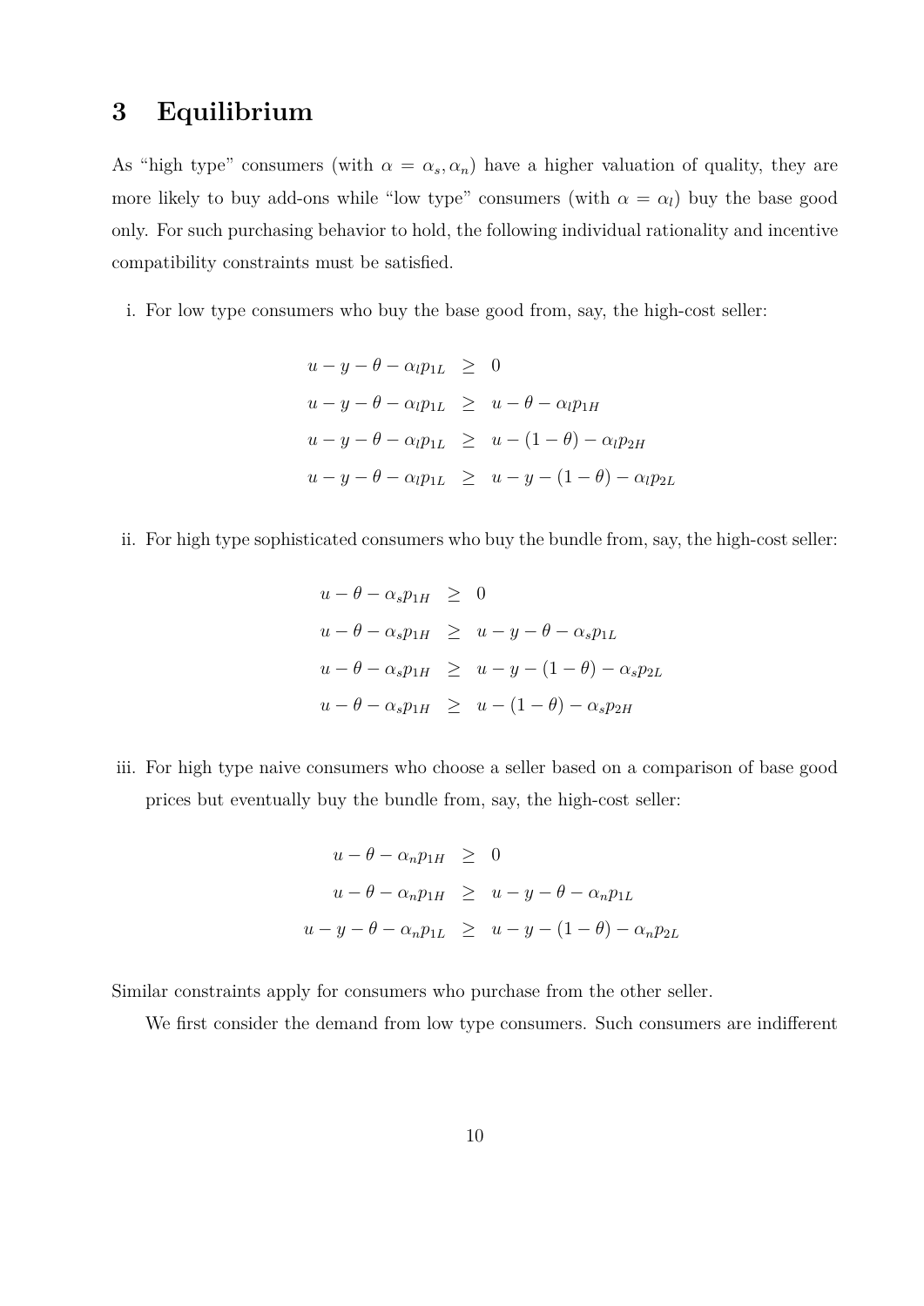# 3 Equilibrium

As "high type" consumers (with $\alpha = \alpha_s, \alpha_n$) have a higher valuation of quality, they are more likely to buy add-ons while "low type" consumers (with $\alpha = \alpha_l$) buy the base good only. For such purchasing behavior to hold, the following individual rationality and incentive compatibility constraints must be satisfied.

i. For low type consumers who buy the base good from, say, the high-cost seller:

$$
\begin{aligned}
u - y - \theta - \alpha_l p_{1L} &\geq 0 \\
u - y - \theta - \alpha_l p_{1L} &\geq u - \theta - \alpha_l p_{1H} \\
u - y - \theta - \alpha_l p_{1L} &\geq u - (1 - \theta) - \alpha_l p_{2H} \\
u - y - \theta - \alpha_l p_{1L} &\geq u - y - (1 - \theta) - \alpha_l p_{2L}
\end{aligned}
$$

ii. For high type sophisticated consumers who buy the bundle from, say, the high-cost seller:

$$
\begin{aligned}
u - \theta - \alpha_s p_{1H} &\geq 0 \\
u - \theta - \alpha_s p_{1H} &\geq u - y - \theta - \alpha_s p_{1L} \\
u - \theta - \alpha_s p_{1H} &\geq u - y - (1 - \theta) - \alpha_s p_{2L} \\
u - \theta - \alpha_s p_{1H} &\geq u - (1 - \theta) - \alpha_s p_{2H}
\end{aligned}
$$

iii. For high type naive consumers who choose a seller based on a comparison of base good prices but eventually buy the bundle from, say, the high-cost seller:

$$
\begin{aligned}
u - \theta - \alpha_n p_{1H} &\geq 0 \\
u - \theta - \alpha_n p_{1H} &\geq u - y - \theta - \alpha_n p_{1L} \\
u - y - \theta - \alpha_n p_{1L} &\geq u - y - (1 - \theta) - \alpha_n p_{2L}
\end{aligned}
$$

Similar constraints apply for consumers who purchase from the other seller.

We first consider the demand from low type consumers. Such consumers are indifferent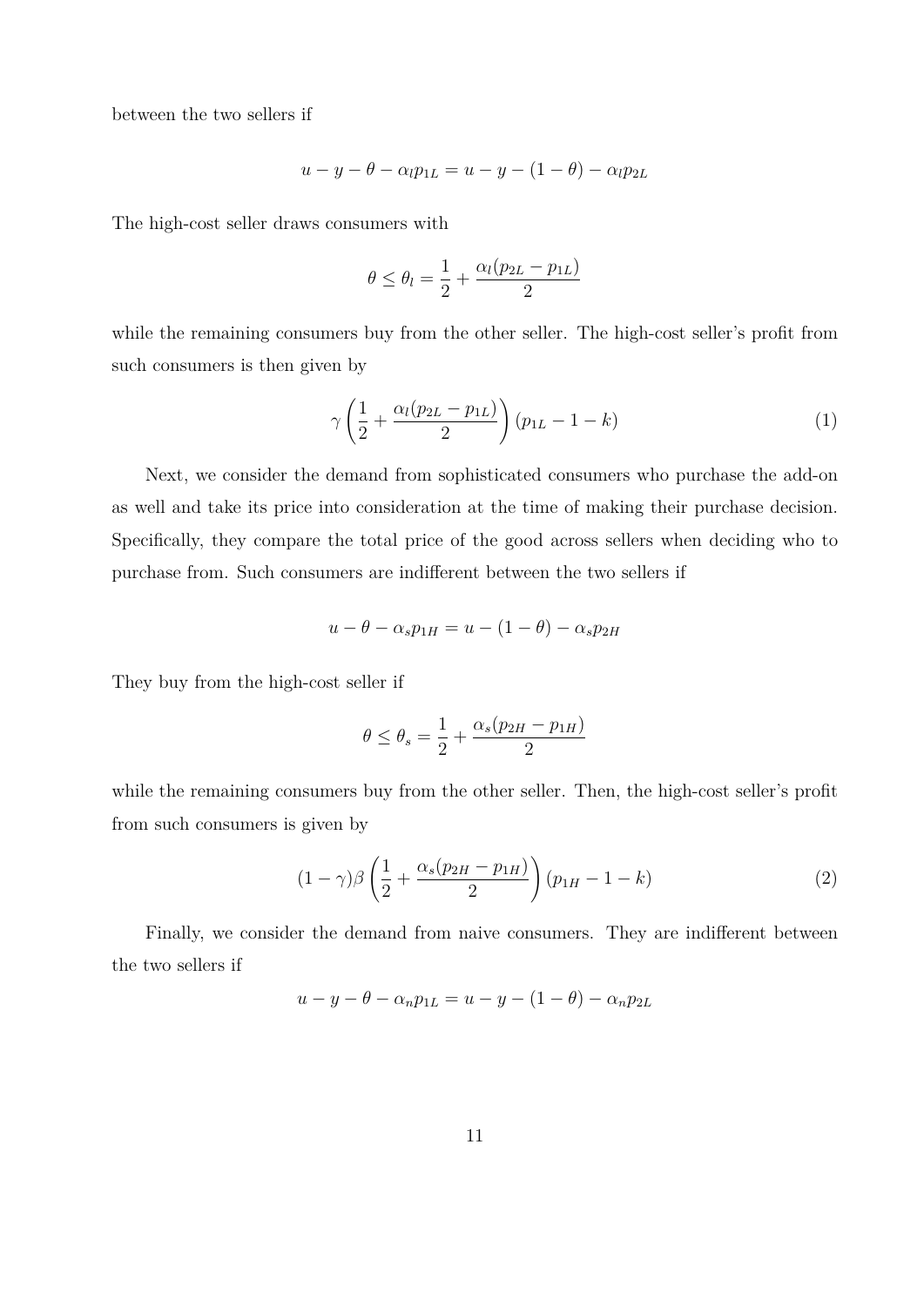between the two sellers if

$$u - y - \theta - \alpha_l p_{1L} = u - y - (1 - \theta) - \alpha_l p_{2L}$$

The high-cost seller draws consumers with

$$\theta \leq \theta_l = \frac{1}{2} + \frac{\alpha_l (p_{2L} - p_{1L})}{2}$$

while the remaining consumers buy from the other seller. The high-cost seller's profit from such consumers is then given by

$$\gamma \left( \frac{1}{2} + \frac{\alpha_l (p_{2L} - p_{1L})}{2} \right) (p_{1L} - 1 - k) \tag{1}$$

Next, we consider the demand from sophisticated consumers who purchase the add-on as well and take its price into consideration at the time of making their purchase decision. Specifically, they compare the total price of the good across sellers when deciding who to purchase from. Such consumers are indifferent between the two sellers if

$$u - \theta - \alpha_s p_{1H} = u - (1 - \theta) - \alpha_s p_{2H}$$

They buy from the high-cost seller if

$$\theta \leq \theta_s = \frac{1}{2} + \frac{\alpha_s (p_{2H} - p_{1H})}{2}$$

while the remaining consumers buy from the other seller. Then, the high-cost seller's profit from such consumers is given by

$$(1 - \gamma)\beta \left( \frac{1}{2} + \frac{\alpha_s (p_{2H} - p_{1H})}{2} \right) (p_{1H} - 1 - k) \tag{2}$$

Finally, we consider the demand from naive consumers. They are indifferent between the two sellers if

$$u - y - \theta - \alpha_n p_{1L} = u - y - (1 - \theta) - \alpha_n p_{2L}$$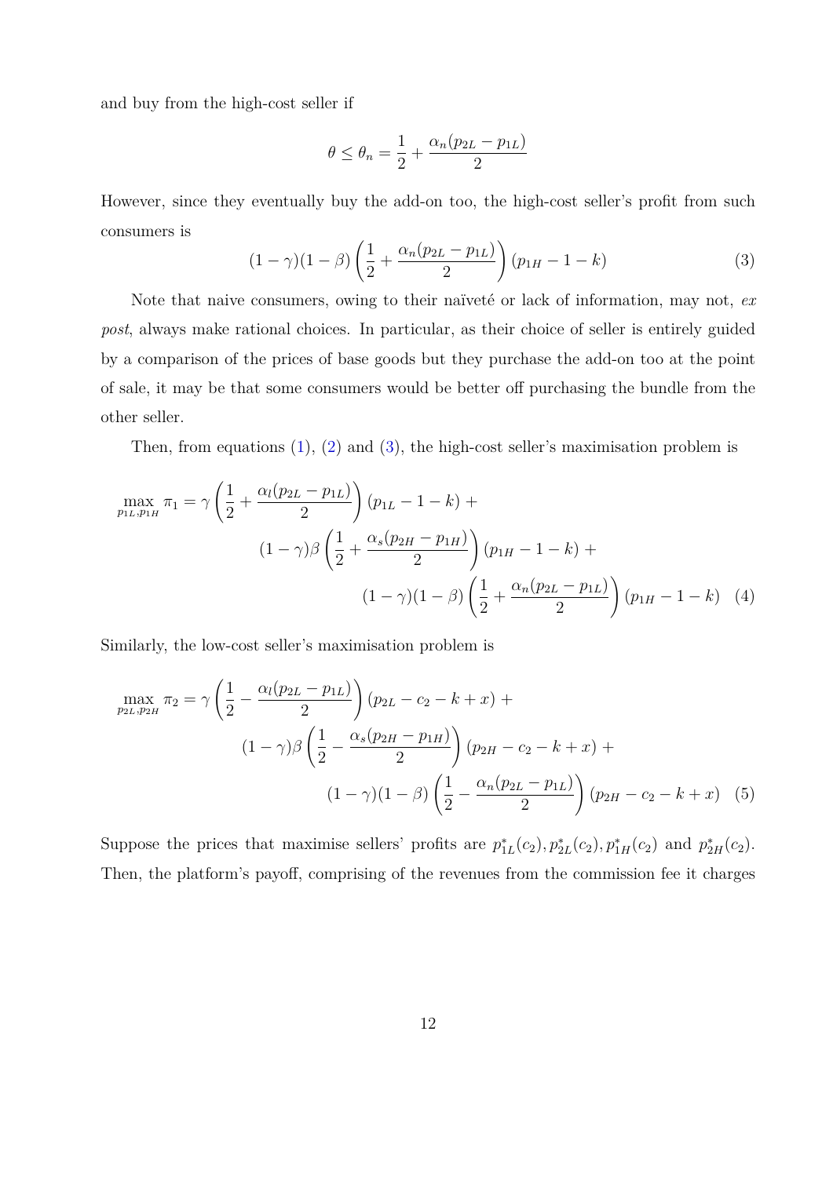and buy from the high-cost seller if

$$\theta \leq \theta_n = \frac{1}{2} + \frac{\alpha_n(p_{2L} - p_{1L})}{2}$$

However, since they eventually buy the add-on too, the high-cost seller's profit from such consumers is

$$(1-\gamma)(1-\beta)\left(\frac{1}{2} + \frac{\alpha_n(p_{2L} - p_{1L})}{2}\right)(p_{1H} - 1 - k) \tag{3}$$

Note that naive consumers, owing to their naïveté or lack of information, may not, *ex post*, always make rational choices. In particular, as their choice of seller is entirely guided by a comparison of the prices of base goods but they purchase the add-on too at the point of sale, it may be that some consumers would be better off purchasing the bundle from the other seller.

Then, from equations (1), (2) and (3), the high-cost seller's maximisation problem is

$$\max_{p_{1L}, p_{1H}} \pi_1 = \gamma\left(\frac{1}{2} + \frac{\alpha_l(p_{2L} - p_{1L})}{2}\right)(p_{1L} - 1 - k) + (1-\gamma)\beta\left(\frac{1}{2} + \frac{\alpha_s(p_{2H} - p_{1H})}{2}\right)(p_{1H} - 1 - k) + (1-\gamma)(1-\beta)\left(\frac{1}{2} + \frac{\alpha_n(p_{2L} - p_{1L})}{2}\right)(p_{1H} - 1 - k) \tag{4}$$

Similarly, the low-cost seller's maximisation problem is

$$\max_{p_{2L}, p_{2H}} \pi_2 = \gamma\left(\frac{1}{2} - \frac{\alpha_l(p_{2L} - p_{1L})}{2}\right)(p_{2L} - c_2 - k + x) + (1-\gamma)\beta\left(\frac{1}{2} - \frac{\alpha_s(p_{2H} - p_{1H})}{2}\right)(p_{2H} - c_2 - k + x) + (1-\gamma)(1-\beta)\left(\frac{1}{2} - \frac{\alpha_n(p_{2L} - p_{1L})}{2}\right)(p_{2H} - c_2 - k + x) \tag{5}$$

Suppose the prices that maximise sellers' profits are $p^*_{1L}(c_2), p^*_{2L}(c_2), p^*_{1H}(c_2)$ and $p^*_{2H}(c_2)$. Then, the platform's payoff, comprising of the revenues from the commission fee it charges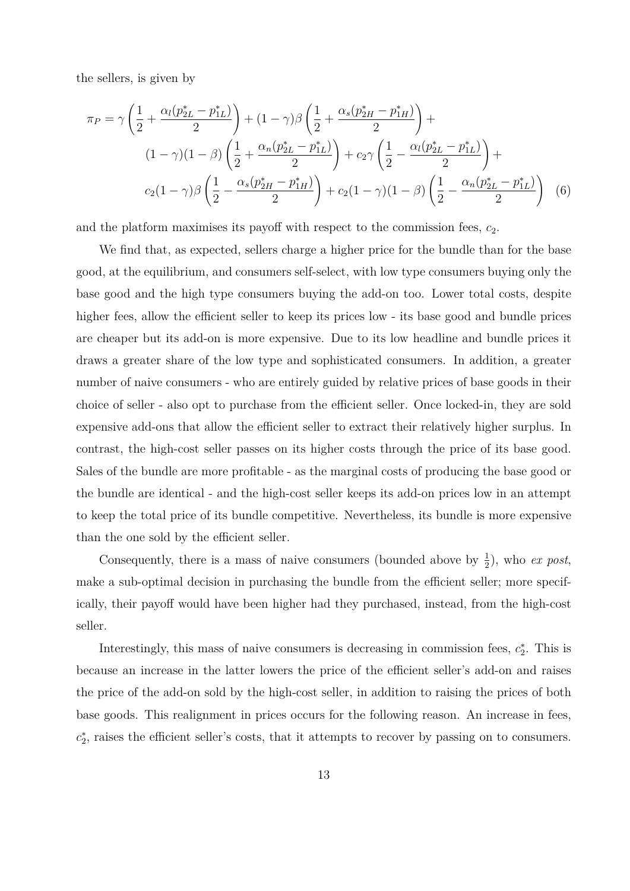the sellers, is given by

$$\pi_P = \gamma \left( \frac{1}{2} + \frac{\alpha_l (p_{2L}^* - p_{1L}^*)}{2} \right) + (1-\gamma)\beta \left( \frac{1}{2} + \frac{\alpha_s (p_{2H}^* - p_{1H}^*)}{2} \right) + (1-\gamma)(1-\beta) \left( \frac{1}{2} + \frac{\alpha_n (p_{2L}^* - p_{1L}^*)}{2} \right) + c_2 \gamma \left( \frac{1}{2} - \frac{\alpha_l (p_{2L}^* - p_{1L}^*)}{2} \right) + c_2 (1-\gamma)\beta \left( \frac{1}{2} - \frac{\alpha_s (p_{2H}^* - p_{1H}^*)}{2} \right) + c_2 (1-\gamma)(1-\beta) \left( \frac{1}{2} - \frac{\alpha_n (p_{2L}^* - p_{1L}^*)}{2} \right) \quad (6)$$

and the platform maximises its payoff with respect to the commission fees, $c_2$.

We find that, as expected, sellers charge a higher price for the bundle than for the base good, at the equilibrium, and consumers self-select, with low type consumers buying only the base good and the high type consumers buying the add-on too. Lower total costs, despite higher fees, allow the efficient seller to keep its prices low - its base good and bundle prices are cheaper but its add-on is more expensive. Due to its low headline and bundle prices it draws a greater share of the low type and sophisticated consumers. In addition, a greater number of naive consumers - who are entirely guided by relative prices of base goods in their choice of seller - also opt to purchase from the efficient seller. Once locked-in, they are sold expensive add-ons that allow the efficient seller to extract their relatively higher surplus. In contrast, the high-cost seller passes on its higher costs through the price of its base good. Sales of the bundle are more profitable - as the marginal costs of producing the base good or the bundle are identical - and the high-cost seller keeps its add-on prices low in an attempt to keep the total price of its bundle competitive. Nevertheless, its bundle is more expensive than the one sold by the efficient seller.

Consequently, there is a mass of naive consumers (bounded above by $\frac{1}{2}$), who *ex post*, make a sub-optimal decision in purchasing the bundle from the efficient seller; more specifically, their payoff would have been higher had they purchased, instead, from the high-cost seller.

Interestingly, this mass of naive consumers is decreasing in commission fees, $c_2^*$. This is because an increase in the latter lowers the price of the efficient seller's add-on and raises the price of the add-on sold by the high-cost seller, in addition to raising the prices of both base goods. This realignment in prices occurs for the following reason. An increase in fees, $c_2^*$, raises the efficient seller's costs, that it attempts to recover by passing on to consumers.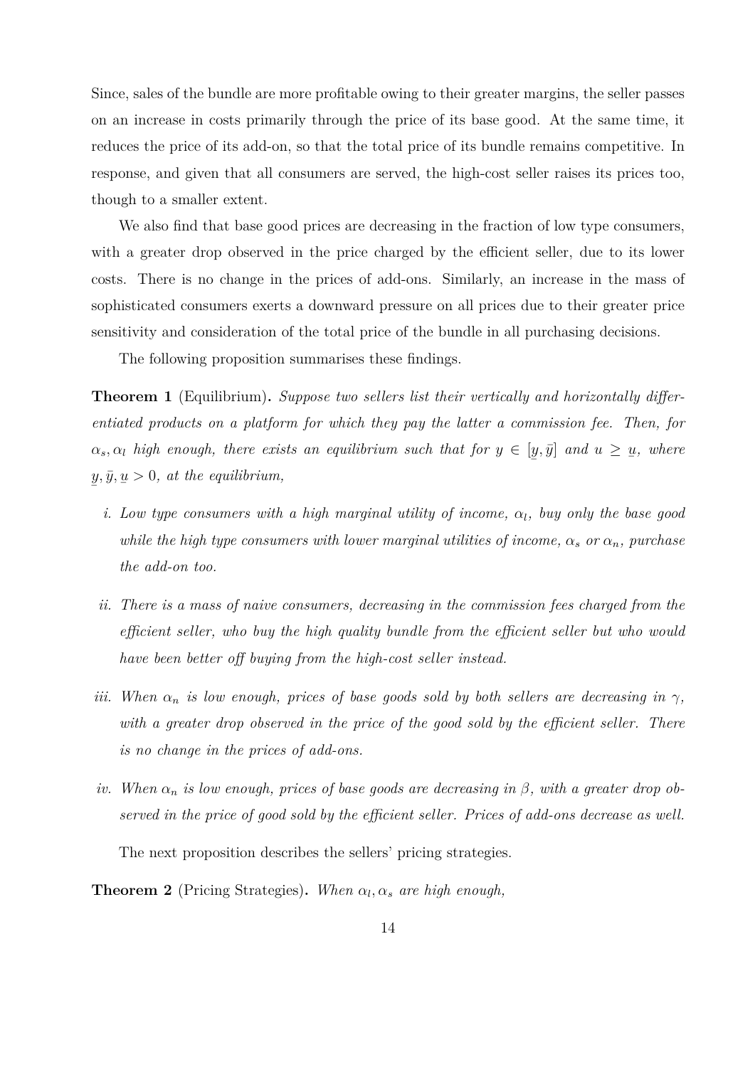Since, sales of the bundle are more profitable owing to their greater margins, the seller passes on an increase in costs primarily through the price of its base good. At the same time, it reduces the price of its add-on, so that the total price of its bundle remains competitive. In response, and given that all consumers are served, the high-cost seller raises its prices too, though to a smaller extent.

We also find that base good prices are decreasing in the fraction of low type consumers, with a greater drop observed in the price charged by the efficient seller, due to its lower costs. There is no change in the prices of add-ons. Similarly, an increase in the mass of sophisticated consumers exerts a downward pressure on all prices due to their greater price sensitivity and consideration of the total price of the bundle in all purchasing decisions.

The following proposition summarises these findings.

**Theorem 1** (Equilibrium)**.** *Suppose two sellers list their vertically and horizontally differentiated products on a platform for which they pay the latter a commission fee. Then, for $\alpha_s, \alpha_l$ high enough, there exists an equilibrium such that for $y \in [\underline{y}, \bar{y}]$ and $u \geq \underline{u}$, where $\underline{y}, \bar{y}, \underline{u} > 0$, at the equilibrium,*

*i. Low type consumers with a high marginal utility of income, $\alpha_l$, buy only the base good while the high type consumers with lower marginal utilities of income, $\alpha_s$ or $\alpha_n$, purchase the add-on too.*

*ii. There is a mass of naive consumers, decreasing in the commission fees charged from the efficient seller, who buy the high quality bundle from the efficient seller but who would have been better off buying from the high-cost seller instead.*

*iii. When $\alpha_n$ is low enough, prices of base goods sold by both sellers are decreasing in $\gamma$, with a greater drop observed in the price of the good sold by the efficient seller. There is no change in the prices of add-ons.*

*iv. When $\alpha_n$ is low enough, prices of base goods are decreasing in $\beta$, with a greater drop observed in the price of good sold by the efficient seller. Prices of add-ons decrease as well.*

The next proposition describes the sellers' pricing strategies.

**Theorem 2** (Pricing Strategies)**.** *When $\alpha_l, \alpha_s$ are high enough,*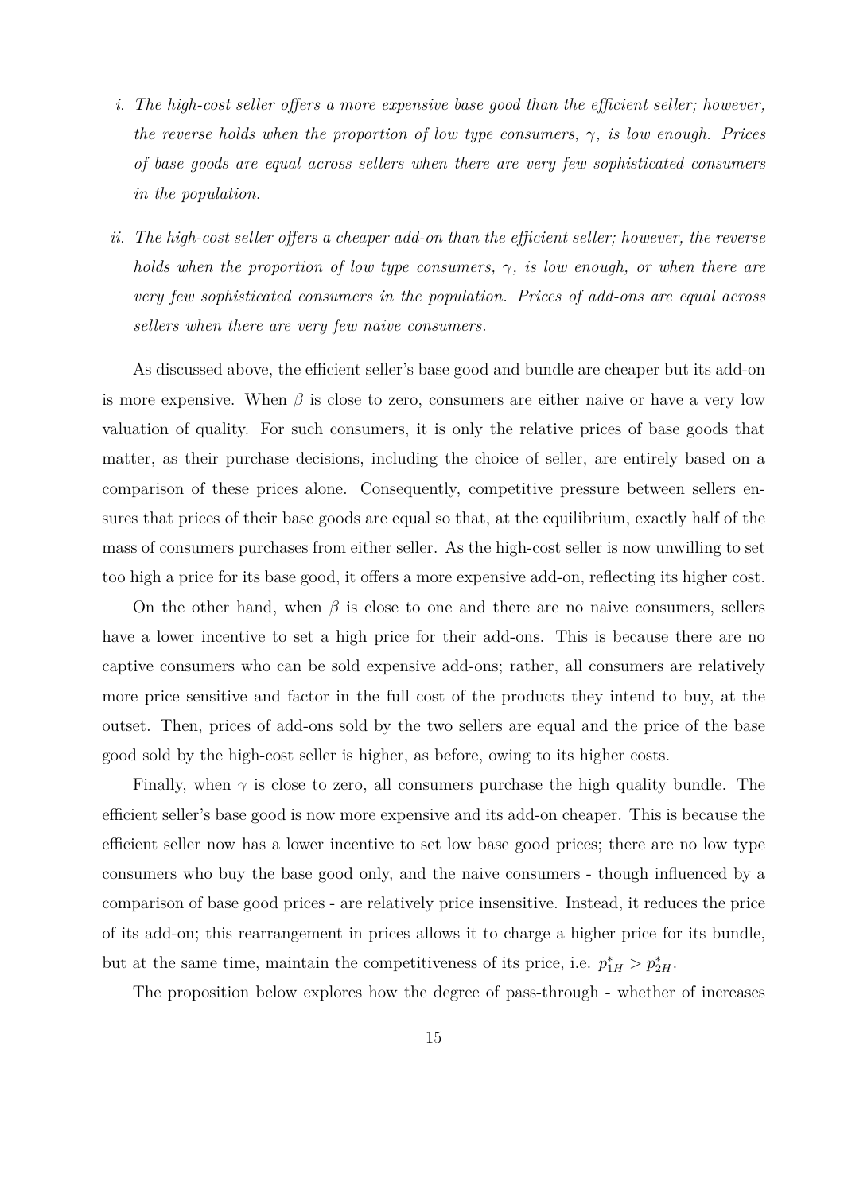*i. The high-cost seller offers a more expensive base good than the efficient seller; however, the reverse holds when the proportion of low type consumers, $\gamma$, is low enough. Prices of base goods are equal across sellers when there are very few sophisticated consumers in the population.*

*ii. The high-cost seller offers a cheaper add-on than the efficient seller; however, the reverse holds when the proportion of low type consumers, $\gamma$, is low enough, or when there are very few sophisticated consumers in the population. Prices of add-ons are equal across sellers when there are very few naive consumers.*

As discussed above, the efficient seller's base good and bundle are cheaper but its add-on is more expensive. When $\beta$ is close to zero, consumers are either naive or have a very low valuation of quality. For such consumers, it is only the relative prices of base goods that matter, as their purchase decisions, including the choice of seller, are entirely based on a comparison of these prices alone. Consequently, competitive pressure between sellers ensures that prices of their base goods are equal so that, at the equilibrium, exactly half of the mass of consumers purchases from either seller. As the high-cost seller is now unwilling to set too high a price for its base good, it offers a more expensive add-on, reflecting its higher cost.

On the other hand, when $\beta$ is close to one and there are no naive consumers, sellers have a lower incentive to set a high price for their add-ons. This is because there are no captive consumers who can be sold expensive add-ons; rather, all consumers are relatively more price sensitive and factor in the full cost of the products they intend to buy, at the outset. Then, prices of add-ons sold by the two sellers are equal and the price of the base good sold by the high-cost seller is higher, as before, owing to its higher costs.

Finally, when $\gamma$ is close to zero, all consumers purchase the high quality bundle. The efficient seller's base good is now more expensive and its add-on cheaper. This is because the efficient seller now has a lower incentive to set low base good prices; there are no low type consumers who buy the base good only, and the naive consumers - though influenced by a comparison of base good prices - are relatively price insensitive. Instead, it reduces the price of its add-on; this rearrangement in prices allows it to charge a higher price for its bundle, but at the same time, maintain the competitiveness of its price, i.e. $p^*_{1H} > p^*_{2H}$.

The proposition below explores how the degree of pass-through - whether of increases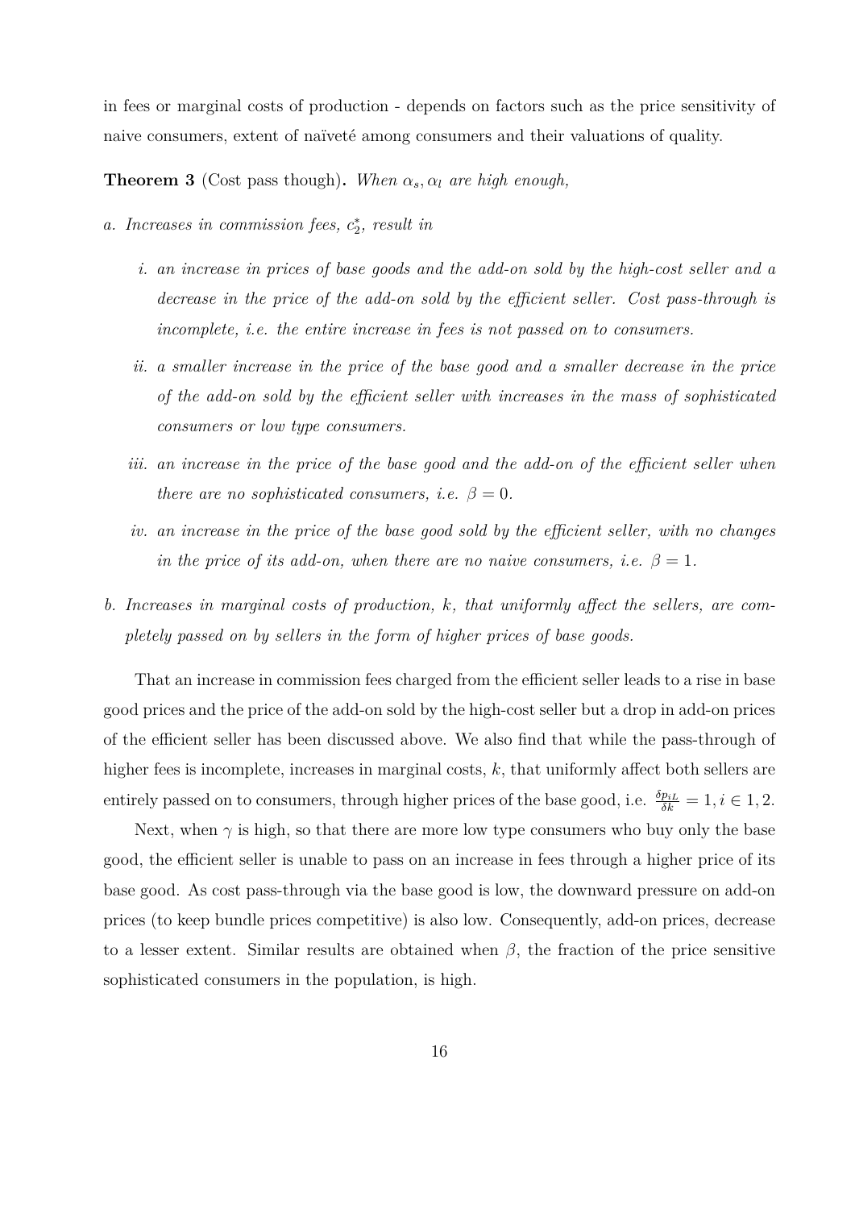in fees or marginal costs of production - depends on factors such as the price sensitivity of naive consumers, extent of naïveté among consumers and their valuations of quality.

**Theorem 3** (Cost pass though)**.** *When $\alpha_s, \alpha_l$ are high enough,*

*a. Increases in commission fees, $c_2^*$, result in*

- *i. an increase in prices of base goods and the add-on sold by the high-cost seller and a decrease in the price of the add-on sold by the efficient seller. Cost pass-through is incomplete, i.e. the entire increase in fees is not passed on to consumers.*
- *ii. a smaller increase in the price of the base good and a smaller decrease in the price of the add-on sold by the efficient seller with increases in the mass of sophisticated consumers or low type consumers.*
- *iii. an increase in the price of the base good and the add-on of the efficient seller when there are no sophisticated consumers, i.e. $\beta = 0$.*
- *iv. an increase in the price of the base good sold by the efficient seller, with no changes in the price of its add-on, when there are no naive consumers, i.e. $\beta = 1$.*

*b. Increases in marginal costs of production, $k$, that uniformly affect the sellers, are completely passed on by sellers in the form of higher prices of base goods.*

That an increase in commission fees charged from the efficient seller leads to a rise in base good prices and the price of the add-on sold by the high-cost seller but a drop in add-on prices of the efficient seller has been discussed above. We also find that while the pass-through of higher fees is incomplete, increases in marginal costs, $k$, that uniformly affect both sellers are entirely passed on to consumers, through higher prices of the base good, i.e. $\frac{\delta p_{iL}}{\delta k} = 1, i \in 1, 2$.

Next, when $\gamma$ is high, so that there are more low type consumers who buy only the base good, the efficient seller is unable to pass on an increase in fees through a higher price of its base good. As cost pass-through via the base good is low, the downward pressure on add-on prices (to keep bundle prices competitive) is also low. Consequently, add-on prices, decrease to a lesser extent. Similar results are obtained when $\beta$, the fraction of the price sensitive sophisticated consumers in the population, is high.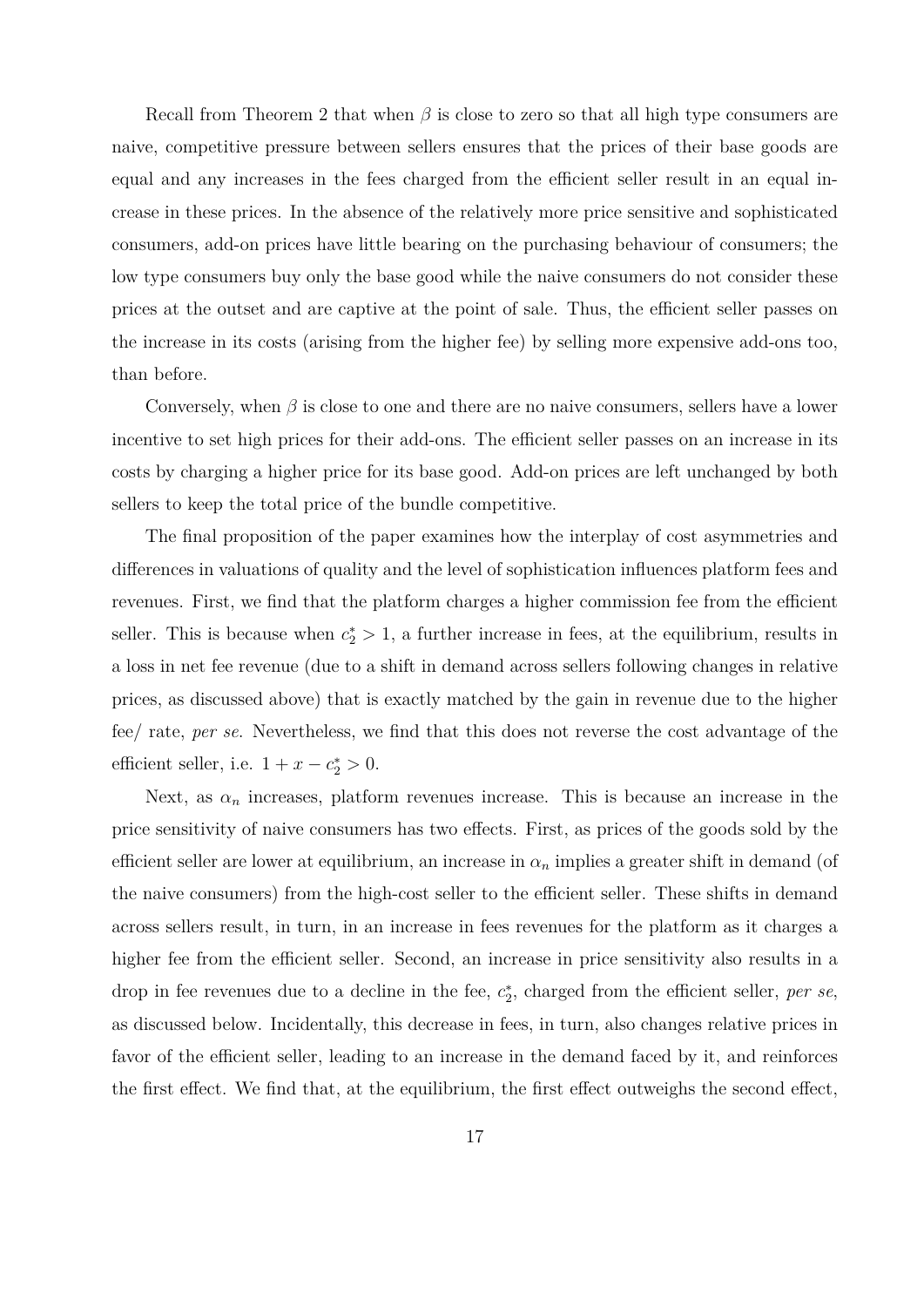Recall from Theorem 2 that when $\beta$ is close to zero so that all high type consumers are naive, competitive pressure between sellers ensures that the prices of their base goods are equal and any increases in the fees charged from the efficient seller result in an equal increase in these prices. In the absence of the relatively more price sensitive and sophisticated consumers, add-on prices have little bearing on the purchasing behaviour of consumers; the low type consumers buy only the base good while the naive consumers do not consider these prices at the outset and are captive at the point of sale. Thus, the efficient seller passes on the increase in its costs (arising from the higher fee) by selling more expensive add-ons too, than before.

Conversely, when $\beta$ is close to one and there are no naive consumers, sellers have a lower incentive to set high prices for their add-ons. The efficient seller passes on an increase in its costs by charging a higher price for its base good. Add-on prices are left unchanged by both sellers to keep the total price of the bundle competitive.

The final proposition of the paper examines how the interplay of cost asymmetries and differences in valuations of quality and the level of sophistication influences platform fees and revenues. First, we find that the platform charges a higher commission fee from the efficient seller. This is because when $c_2^* > 1$, a further increase in fees, at the equilibrium, results in a loss in net fee revenue (due to a shift in demand across sellers following changes in relative prices, as discussed above) that is exactly matched by the gain in revenue due to the higher fee/ rate, *per se*. Nevertheless, we find that this does not reverse the cost advantage of the efficient seller, i.e. $1 + x - c_2^* > 0$.

Next, as $\alpha_n$ increases, platform revenues increase. This is because an increase in the price sensitivity of naive consumers has two effects. First, as prices of the goods sold by the efficient seller are lower at equilibrium, an increase in $\alpha_n$ implies a greater shift in demand (of the naive consumers) from the high-cost seller to the efficient seller. These shifts in demand across sellers result, in turn, in an increase in fees revenues for the platform as it charges a higher fee from the efficient seller. Second, an increase in price sensitivity also results in a drop in fee revenues due to a decline in the fee, $c_2^*$, charged from the efficient seller, *per se*, as discussed below. Incidentally, this decrease in fees, in turn, also changes relative prices in favor of the efficient seller, leading to an increase in the demand faced by it, and reinforces the first effect. We find that, at the equilibrium, the first effect outweighs the second effect,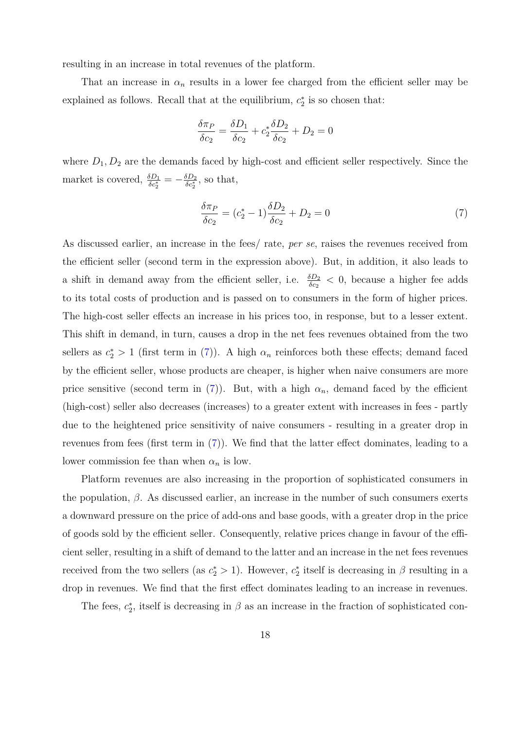resulting in an increase in total revenues of the platform.

That an increase in $\alpha_n$ results in a lower fee charged from the efficient seller may be explained as follows. Recall that at the equilibrium, $c_2^*$ is so chosen that:

$$\frac{\delta \pi_P}{\delta c_2} = \frac{\delta D_1}{\delta c_2} + c_2^* \frac{\delta D_2}{\delta c_2} + D_2 = 0$$

where $D_1, D_2$ are the demands faced by high-cost and efficient seller respectively. Since the market is covered, $\frac{\delta D_1}{\delta c_2^*} = -\frac{\delta D_2}{\delta c_2^*}$, so that,

$$\frac{\delta \pi_P}{\delta c_2} = (c_2^* - 1)\frac{\delta D_2}{\delta c_2} + D_2 = 0 \tag{7}$$

As discussed earlier, an increase in the fees/ rate, *per se*, raises the revenues received from the efficient seller (second term in the expression above). But, in addition, it also leads to a shift in demand away from the efficient seller, i.e. $\frac{\delta D_2}{\delta c_2} < 0$, because a higher fee adds to its total costs of production and is passed on to consumers in the form of higher prices. The high-cost seller effects an increase in his prices too, in response, but to a lesser extent. This shift in demand, in turn, causes a drop in the net fees revenues obtained from the two sellers as $c_2^* > 1$ (first term in (7)). A high $\alpha_n$ reinforces both these effects; demand faced by the efficient seller, whose products are cheaper, is higher when naive consumers are more price sensitive (second term in (7)). But, with a high $\alpha_n$, demand faced by the efficient (high-cost) seller also decreases (increases) to a greater extent with increases in fees - partly due to the heightened price sensitivity of naive consumers - resulting in a greater drop in revenues from fees (first term in (7)). We find that the latter effect dominates, leading to a lower commission fee than when $\alpha_n$ is low.

Platform revenues are also increasing in the proportion of sophisticated consumers in the population, $\beta$. As discussed earlier, an increase in the number of such consumers exerts a downward pressure on the price of add-ons and base goods, with a greater drop in the price of goods sold by the efficient seller. Consequently, relative prices change in favour of the efficient seller, resulting in a shift of demand to the latter and an increase in the net fees revenues received from the two sellers (as $c_2^* > 1$). However, $c_2^*$ itself is decreasing in $\beta$ resulting in a drop in revenues. We find that the first effect dominates leading to an increase in revenues.

The fees, $c_2^*$, itself is decreasing in $\beta$ as an increase in the fraction of sophisticated con-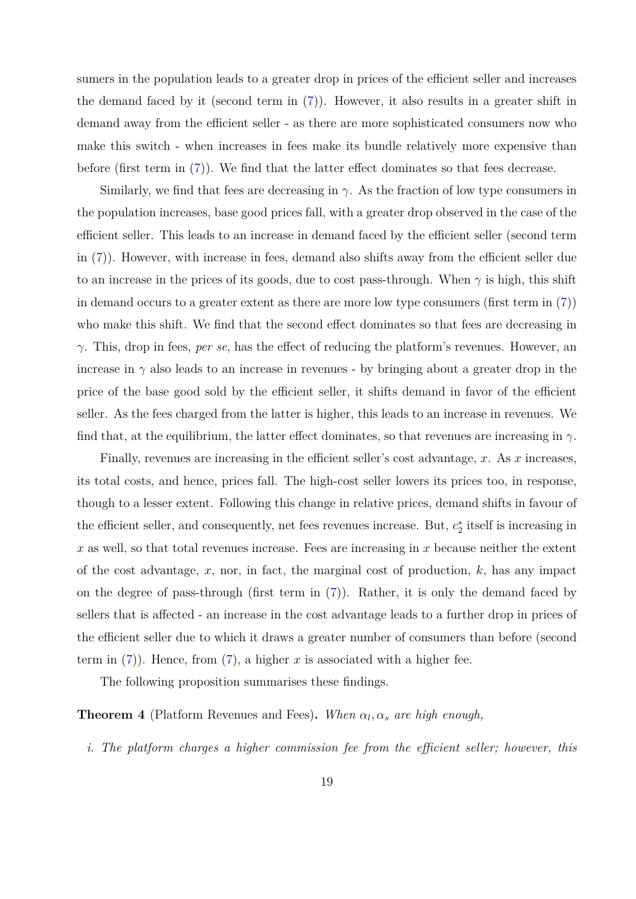sumers in the population leads to a greater drop in prices of the efficient seller and increases the demand faced by it (second term in (7)). However, it also results in a greater shift in demand away from the efficient seller - as there are more sophisticated consumers now who make this switch - when increases in fees make its bundle relatively more expensive than before (first term in (7)). We find that the latter effect dominates so that fees decrease.

Similarly, we find that fees are decreasing in $\gamma$. As the fraction of low type consumers in the population increases, base good prices fall, with a greater drop observed in the case of the efficient seller. This leads to an increase in demand faced by the efficient seller (second term in (7)). However, with increase in fees, demand also shifts away from the efficient seller due to an increase in the prices of its goods, due to cost pass-through. When $\gamma$ is high, this shift in demand occurs to a greater extent as there are more low type consumers (first term in (7)) who make this shift. We find that the second effect dominates so that fees are decreasing in $\gamma$. This, drop in fees, *per se*, has the effect of reducing the platform's revenues. However, an increase in $\gamma$ also leads to an increase in revenues - by bringing about a greater drop in the price of the base good sold by the efficient seller, it shifts demand in favor of the efficient seller. As the fees charged from the latter is higher, this leads to an increase in revenues. We find that, at the equilibrium, the latter effect dominates, so that revenues are increasing in $\gamma$.

Finally, revenues are increasing in the efficient seller's cost advantage, $x$. As $x$ increases, its total costs, and hence, prices fall. The high-cost seller lowers its prices too, in response, though to a lesser extent. Following this change in relative prices, demand shifts in favour of the efficient seller, and consequently, net fees revenues increase. But, $c_2^*$ itself is increasing in $x$ as well, so that total revenues increase. Fees are increasing in $x$ because neither the extent of the cost advantage, $x$, nor, in fact, the marginal cost of production, $k$, has any impact on the degree of pass-through (first term in (7)). Rather, it is only the demand faced by sellers that is affected - an increase in the cost advantage leads to a further drop in prices of the efficient seller due to which it draws a greater number of consumers than before (second term in (7)). Hence, from (7), a higher $x$ is associated with a higher fee.

The following proposition summarises these findings.

**Theorem 4** (Platform Revenues and Fees)**.** *When $\alpha_l, \alpha_s$ are high enough,*

*i. The platform charges a higher commission fee from the efficient seller; however, this*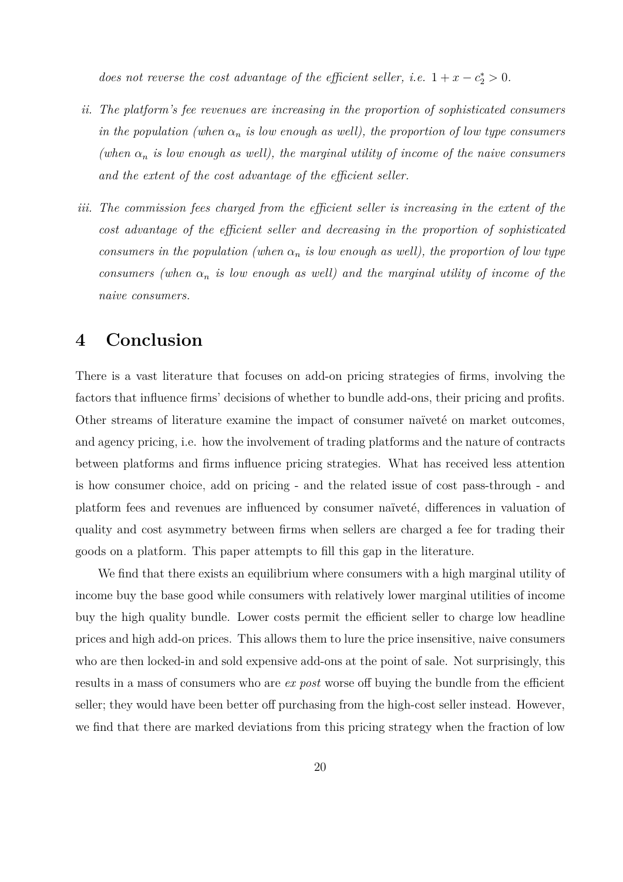*does not reverse the cost advantage of the efficient seller, i.e.* $1 + x - c_2^* > 0$*.*

*ii. The platform's fee revenues are increasing in the proportion of sophisticated consumers in the population (when* $\alpha_n$ *is low enough as well), the proportion of low type consumers (when* $\alpha_n$ *is low enough as well), the marginal utility of income of the naive consumers and the extent of the cost advantage of the efficient seller.*

*iii. The commission fees charged from the efficient seller is increasing in the extent of the cost advantage of the efficient seller and decreasing in the proportion of sophisticated consumers in the population (when* $\alpha_n$ *is low enough as well), the proportion of low type consumers (when* $\alpha_n$ *is low enough as well) and the marginal utility of income of the naive consumers.*

## 4 Conclusion

There is a vast literature that focuses on add-on pricing strategies of firms, involving the factors that influence firms' decisions of whether to bundle add-ons, their pricing and profits. Other streams of literature examine the impact of consumer naïveté on market outcomes, and agency pricing, i.e. how the involvement of trading platforms and the nature of contracts between platforms and firms influence pricing strategies. What has received less attention is how consumer choice, add on pricing - and the related issue of cost pass-through - and platform fees and revenues are influenced by consumer naïveté, differences in valuation of quality and cost asymmetry between firms when sellers are charged a fee for trading their goods on a platform. This paper attempts to fill this gap in the literature.

We find that there exists an equilibrium where consumers with a high marginal utility of income buy the base good while consumers with relatively lower marginal utilities of income buy the high quality bundle. Lower costs permit the efficient seller to charge low headline prices and high add-on prices. This allows them to lure the price insensitive, naive consumers who are then locked-in and sold expensive add-ons at the point of sale. Not surprisingly, this results in a mass of consumers who are *ex post* worse off buying the bundle from the efficient seller; they would have been better off purchasing from the high-cost seller instead. However, we find that there are marked deviations from this pricing strategy when the fraction of low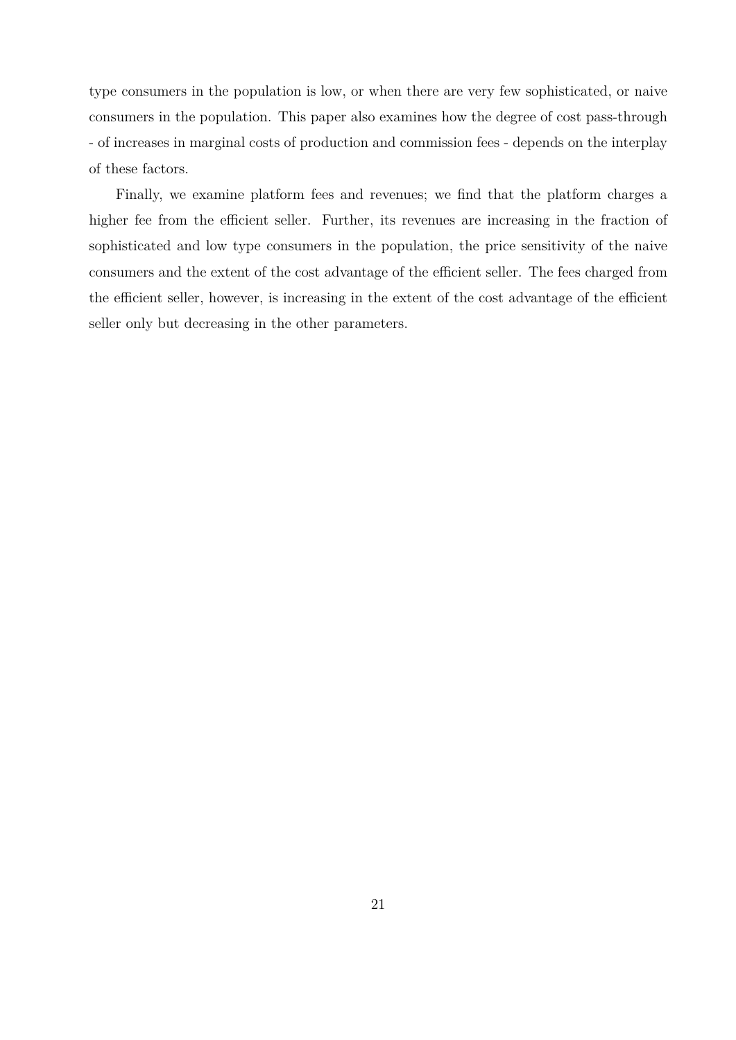type consumers in the population is low, or when there are very few sophisticated, or naive consumers in the population. This paper also examines how the degree of cost pass-through - of increases in marginal costs of production and commission fees - depends on the interplay of these factors.

Finally, we examine platform fees and revenues; we find that the platform charges a higher fee from the efficient seller. Further, its revenues are increasing in the fraction of sophisticated and low type consumers in the population, the price sensitivity of the naive consumers and the extent of the cost advantage of the efficient seller. The fees charged from the efficient seller, however, is increasing in the extent of the cost advantage of the efficient seller only but decreasing in the other parameters.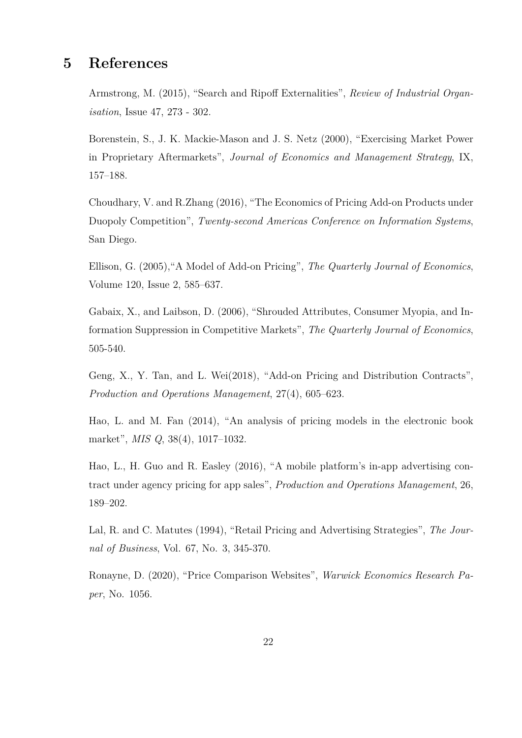## 5 References

Armstrong, M. (2015), "Search and Ripoff Externalities", *Review of Industrial Organisation*, Issue 47, 273 - 302.

Borenstein, S., J. K. Mackie-Mason and J. S. Netz (2000), "Exercising Market Power in Proprietary Aftermarkets", *Journal of Economics and Management Strategy*, IX, 157–188.

Choudhary, V. and R.Zhang (2016), "The Economics of Pricing Add-on Products under Duopoly Competition", *Twenty-second Americas Conference on Information Systems*, San Diego.

Ellison, G. (2005),"A Model of Add-on Pricing", *The Quarterly Journal of Economics*, Volume 120, Issue 2, 585–637.

Gabaix, X., and Laibson, D. (2006), "Shrouded Attributes, Consumer Myopia, and Information Suppression in Competitive Markets", *The Quarterly Journal of Economics*, 505-540.

Geng, X., Y. Tan, and L. Wei(2018), "Add-on Pricing and Distribution Contracts", *Production and Operations Management*, 27(4), 605–623.

Hao, L. and M. Fan (2014), "An analysis of pricing models in the electronic book market", *MIS Q*, 38(4), 1017–1032.

Hao, L., H. Guo and R. Easley (2016), "A mobile platform's in-app advertising contract under agency pricing for app sales", *Production and Operations Management*, 26, 189–202.

Lal, R. and C. Matutes (1994), "Retail Pricing and Advertising Strategies", *The Journal of Business*, Vol. 67, No. 3, 345-370.

Ronayne, D. (2020), "Price Comparison Websites", *Warwick Economics Research Paper*, No. 1056.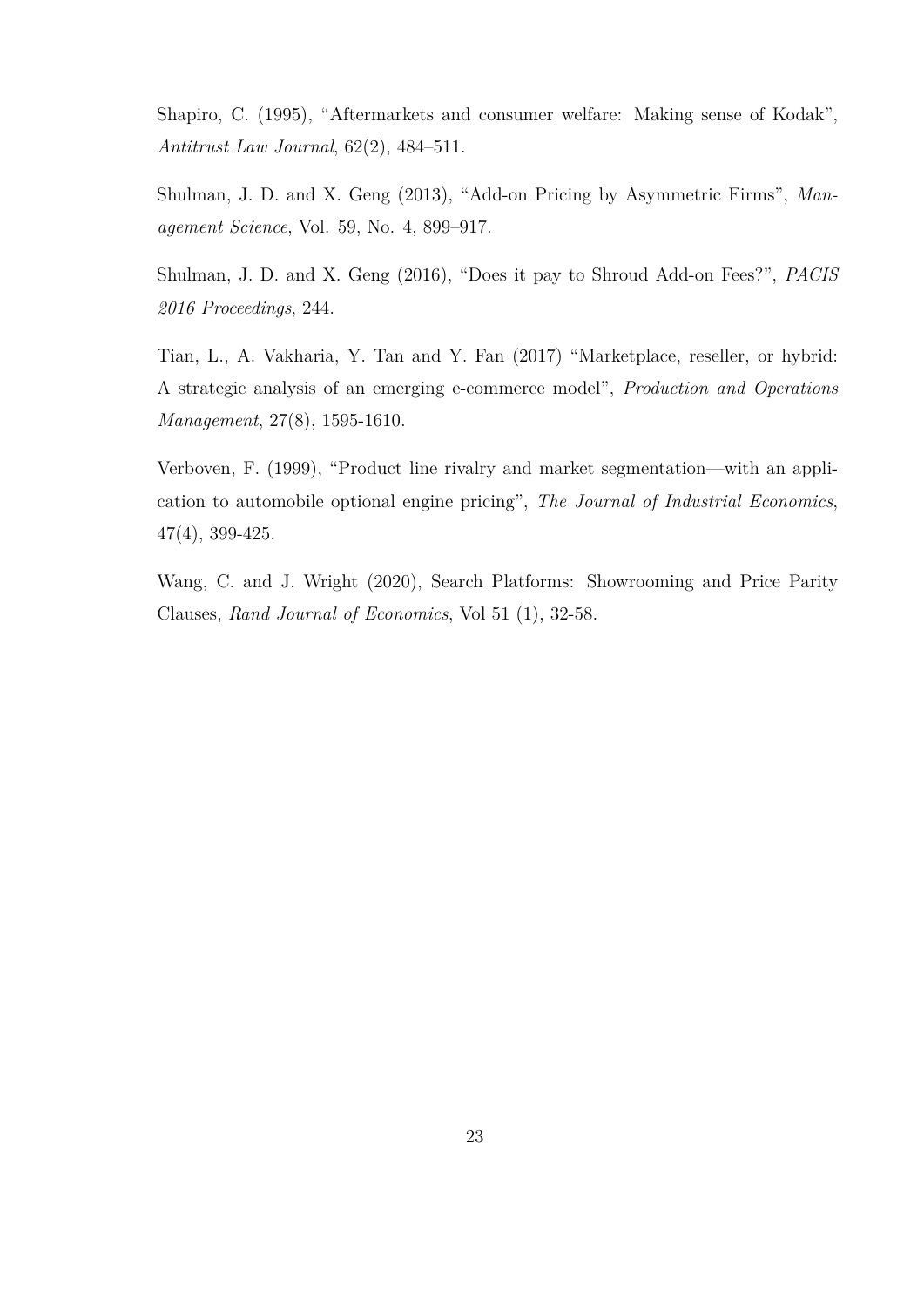Shapiro, C. (1995), "Aftermarkets and consumer welfare: Making sense of Kodak", *Antitrust Law Journal*, 62(2), 484–511.

Shulman, J. D. and X. Geng (2013), "Add-on Pricing by Asymmetric Firms", *Management Science*, Vol. 59, No. 4, 899–917.

Shulman, J. D. and X. Geng (2016), "Does it pay to Shroud Add-on Fees?", *PACIS 2016 Proceedings*, 244.

Tian, L., A. Vakharia, Y. Tan and Y. Fan (2017) "Marketplace, reseller, or hybrid: A strategic analysis of an emerging e-commerce model", *Production and Operations Management*, 27(8), 1595-1610.

Verboven, F. (1999), "Product line rivalry and market segmentation—with an application to automobile optional engine pricing", *The Journal of Industrial Economics*, 47(4), 399-425.

Wang, C. and J. Wright (2020), Search Platforms: Showrooming and Price Parity Clauses, *Rand Journal of Economics*, Vol 51 (1), 32-58.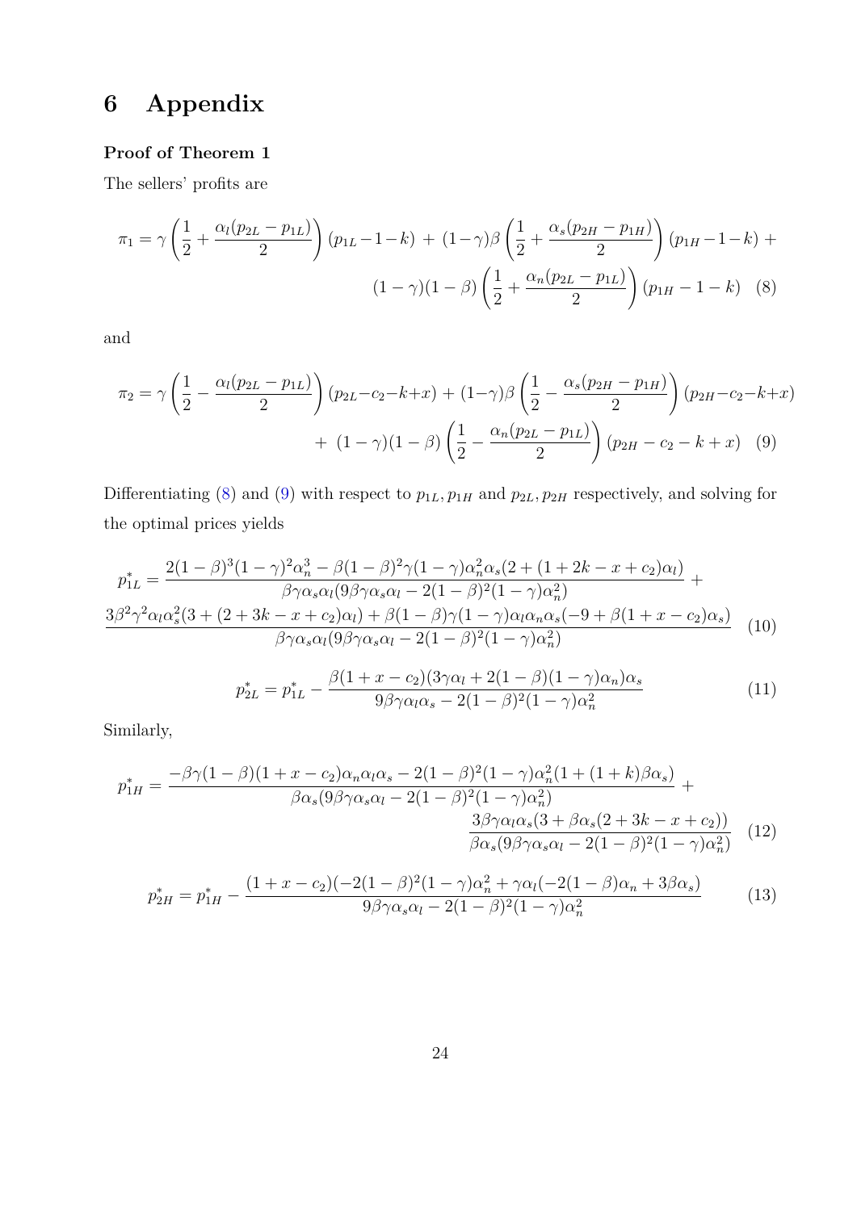# 6 Appendix

**Proof of Theorem 1**

The sellers' profits are

$$\pi_1 = \gamma\left(\frac{1}{2} + \frac{\alpha_l(p_{2L} - p_{1L})}{2}\right)(p_{1L} - 1 - k) \;+\; (1-\gamma)\beta\left(\frac{1}{2} + \frac{\alpha_s(p_{2H} - p_{1H})}{2}\right)(p_{1H} - 1 - k) \;+ \\ (1-\gamma)(1-\beta)\left(\frac{1}{2} + \frac{\alpha_n(p_{2L} - p_{1L})}{2}\right)(p_{1H} - 1 - k) \quad (8)$$

and

$$\pi_2 = \gamma\left(\frac{1}{2} - \frac{\alpha_l(p_{2L} - p_{1L})}{2}\right)(p_{2L} - c_2 - k + x) + (1-\gamma)\beta\left(\frac{1}{2} - \frac{\alpha_s(p_{2H} - p_{1H})}{2}\right)(p_{2H} - c_2 - k + x) \\ +\; (1-\gamma)(1-\beta)\left(\frac{1}{2} - \frac{\alpha_n(p_{2L} - p_{1L})}{2}\right)(p_{2H} - c_2 - k + x) \quad (9)$$

Differentiating (8) and (9) with respect to $p_{1L}, p_{1H}$ and $p_{2L}, p_{2H}$ respectively, and solving for the optimal prices yields

$$p^*_{1L} = \frac{2(1-\beta)^3(1-\gamma)^2\alpha_n^3 - \beta(1-\beta)^2\gamma(1-\gamma)\alpha_n^2\alpha_s(2 + (1+2k-x+c_2)\alpha_l)}{\beta\gamma\alpha_s\alpha_l(9\beta\gamma\alpha_s\alpha_l - 2(1-\beta)^2(1-\gamma)\alpha_n^2)} + \\ \frac{3\beta^2\gamma^2\alpha_l\alpha_s^2(3 + (2+3k-x+c_2)\alpha_l) + \beta(1-\beta)\gamma(1-\gamma)\alpha_l\alpha_n\alpha_s(-9 + \beta(1+x-c_2)\alpha_s)}{\beta\gamma\alpha_s\alpha_l(9\beta\gamma\alpha_s\alpha_l - 2(1-\beta)^2(1-\gamma)\alpha_n^2)} \quad (10)$$

$$p^*_{2L} = p^*_{1L} - \frac{\beta(1+x-c_2)(3\gamma\alpha_l + 2(1-\beta)(1-\gamma)\alpha_n)\alpha_s}{9\beta\gamma\alpha_l\alpha_s - 2(1-\beta)^2(1-\gamma)\alpha_n^2} \quad (11)$$

Similarly,

$$p^*_{1H} = \frac{-\beta\gamma(1-\beta)(1+x-c_2)\alpha_n\alpha_l\alpha_s - 2(1-\beta)^2(1-\gamma)\alpha_n^2(1 + (1+k)\beta\alpha_s)}{\beta\alpha_s(9\beta\gamma\alpha_s\alpha_l - 2(1-\beta)^2(1-\gamma)\alpha_n^2)} + \\ \frac{3\beta\gamma\alpha_l\alpha_s(3 + \beta\alpha_s(2+3k-x+c_2))}{\beta\alpha_s(9\beta\gamma\alpha_s\alpha_l - 2(1-\beta)^2(1-\gamma)\alpha_n^2)} \quad (12)$$

$$p^*_{2H} = p^*_{1H} - \frac{(1+x-c_2)(-2(1-\beta)^2(1-\gamma)\alpha_n^2 + \gamma\alpha_l(-2(1-\beta)\alpha_n + 3\beta\alpha_s)}{9\beta\gamma\alpha_s\alpha_l - 2(1-\beta)^2(1-\gamma)\alpha_n^2} \quad (13)$$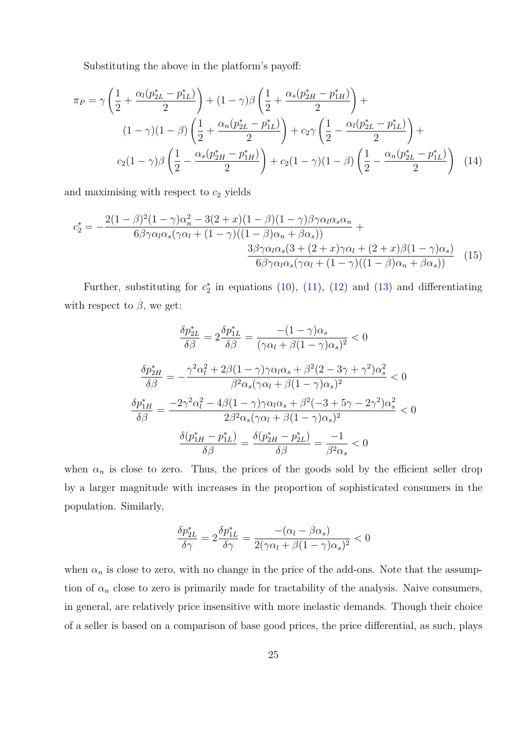Substituting the above in the platform's payoff:

$$\pi_P = \gamma \left( \frac{1}{2} + \frac{\alpha_l (p^*_{2L} - p^*_{1L})}{2} \right) + (1-\gamma)\beta \left( \frac{1}{2} + \frac{\alpha_s (p^*_{2H} - p^*_{1H})}{2} \right) + (1-\gamma)(1-\beta) \left( \frac{1}{2} + \frac{\alpha_n (p^*_{2L} - p^*_{1L})}{2} \right) + c_2 \gamma \left( \frac{1}{2} - \frac{\alpha_l (p^*_{2L} - p^*_{1L})}{2} \right) + c_2 (1-\gamma)\beta \left( \frac{1}{2} - \frac{\alpha_s (p^*_{2H} - p^*_{1H})}{2} \right) + c_2 (1-\gamma)(1-\beta) \left( \frac{1}{2} - \frac{\alpha_n (p^*_{2L} - p^*_{1L})}{2} \right) \quad (14)$$

and maximising with respect to $c_2$ yields

$$c^*_2 = -\frac{2(1-\beta)^2(1-\gamma)\alpha_n^2 - 3(2+x)(1-\beta)(1-\gamma)\beta\gamma\alpha_l\alpha_s\alpha_n}{6\beta\gamma\alpha_l\alpha_s(\gamma\alpha_l + (1-\gamma)((1-\beta)\alpha_n + \beta\alpha_s))} + \frac{3\beta\gamma\alpha_l\alpha_s(3 + (2+x)\gamma\alpha_l + (2+x)\beta(1-\gamma)\alpha_s)}{6\beta\gamma\alpha_l\alpha_s(\gamma\alpha_l + (1-\gamma)((1-\beta)\alpha_n + \beta\alpha_s))} \quad (15)$$

Further, substituting for $c^*_2$ in equations (10), (11), (12) and (13) and differentiating with respect to $\beta$, we get:

$$\frac{\delta p^*_{2L}}{\delta \beta} = 2\frac{\delta p^*_{1L}}{\delta \beta} = \frac{-(1-\gamma)\alpha_s}{(\gamma\alpha_l + \beta(1-\gamma)\alpha_s)^2} < 0$$

$$\frac{\delta p^*_{2H}}{\delta \beta} = -\frac{\gamma^2\alpha_l^2 + 2\beta(1-\gamma)\gamma\alpha_l\alpha_s + \beta^2(2 - 3\gamma + \gamma^2)\alpha_s^2}{\beta^2\alpha_s(\gamma\alpha_l + \beta(1-\gamma)\alpha_s)^2} < 0$$

$$\frac{\delta p^*_{1H}}{\delta \beta} = \frac{-2\gamma^2\alpha_l^2 - 4\beta(1-\gamma)\gamma\alpha_l\alpha_s + \beta^2(-3 + 5\gamma - 2\gamma^2)\alpha_s^2}{2\beta^2\alpha_s(\gamma\alpha_l + \beta(1-\gamma)\alpha_s)^2} < 0$$

$$\frac{\delta(p^*_{1H} - p^*_{1L})}{\delta \beta} = \frac{\delta(p^*_{2H} - p^*_{2L})}{\delta \beta} = \frac{-1}{\beta^2\alpha_s} < 0$$

when $\alpha_n$ is close to zero. Thus, the prices of the goods sold by the efficient seller drop by a larger magnitude with increases in the proportion of sophisticated consumers in the population. Similarly,

$$\frac{\delta p^*_{2L}}{\delta \gamma} = 2\frac{\delta p^*_{1L}}{\delta \gamma} = \frac{-(\alpha_l - \beta\alpha_s)}{2(\gamma\alpha_l + \beta(1-\gamma)\alpha_s)^2} < 0$$

when $\alpha_n$ is close to zero, with no change in the price of the add-ons. Note that the assumption of $\alpha_n$ close to zero is primarily made for tractability of the analysis. Naive consumers, in general, are relatively price insensitive with more inelastic demands. Though their choice of a seller is based on a comparison of base good prices, the price differential, as such, plays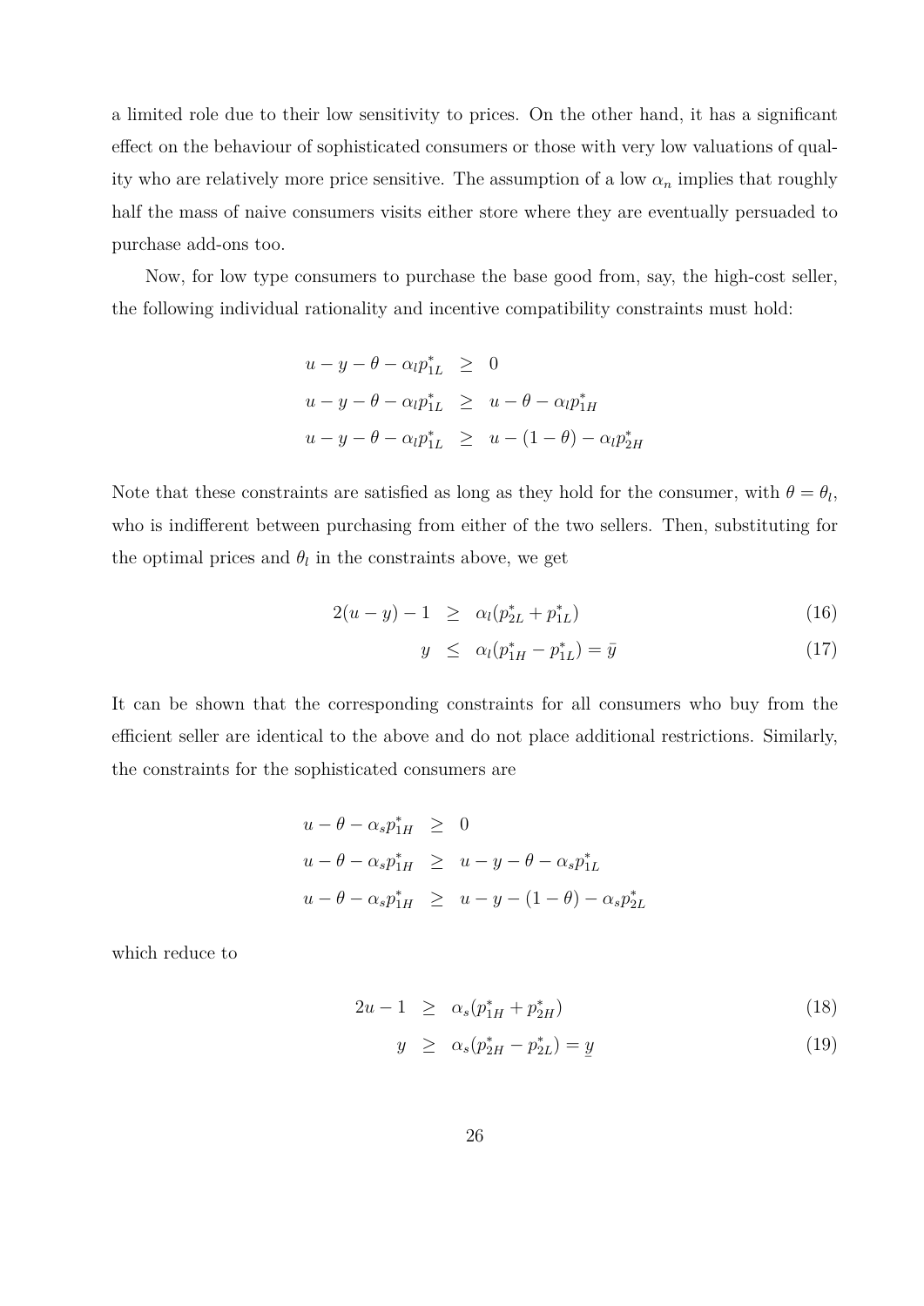a limited role due to their low sensitivity to prices. On the other hand, it has a significant effect on the behaviour of sophisticated consumers or those with very low valuations of quality who are relatively more price sensitive. The assumption of a low $\alpha_n$ implies that roughly half the mass of naive consumers visits either store where they are eventually persuaded to purchase add-ons too.

Now, for low type consumers to purchase the base good from, say, the high-cost seller, the following individual rationality and incentive compatibility constraints must hold:

$$
\begin{aligned}
u - y - \theta - \alpha_l p_{1L}^* &\geq 0 \\
u - y - \theta - \alpha_l p_{1L}^* &\geq u - \theta - \alpha_l p_{1H}^* \\
u - y - \theta - \alpha_l p_{1L}^* &\geq u - (1-\theta) - \alpha_l p_{2H}^*
\end{aligned}
$$

Note that these constraints are satisfied as long as they hold for the consumer, with $\theta = \theta_l$, who is indifferent between purchasing from either of the two sellers. Then, substituting for the optimal prices and $\theta_l$ in the constraints above, we get

$$
2(u-y) - 1 \geq \alpha_l (p_{2L}^* + p_{1L}^*) \tag{16}
$$

$$
y \leq \alpha_l (p_{1H}^* - p_{1L}^*) = \bar{y} \tag{17}
$$

It can be shown that the corresponding constraints for all consumers who buy from the efficient seller are identical to the above and do not place additional restrictions. Similarly, the constraints for the sophisticated consumers are

$$
\begin{aligned}
u - \theta - \alpha_s p_{1H}^* &\geq 0 \\
u - \theta - \alpha_s p_{1H}^* &\geq u - y - \theta - \alpha_s p_{1L}^* \\
u - \theta - \alpha_s p_{1H}^* &\geq u - y - (1-\theta) - \alpha_s p_{2L}^*
\end{aligned}
$$

which reduce to

$$
2u - 1 \geq \alpha_s (p_{1H}^* + p_{2H}^*) \tag{18}
$$

$$
y \geq \alpha_s (p_{2H}^* - p_{2L}^*) = \underline{y} \tag{19}
$$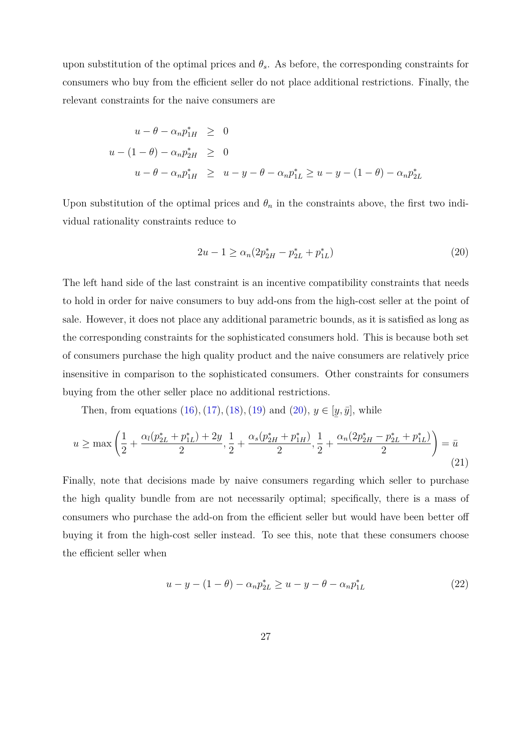upon substitution of the optimal prices and $\theta_s$. As before, the corresponding constraints for consumers who buy from the efficient seller do not place additional restrictions. Finally, the relevant constraints for the naive consumers are

$$
\begin{aligned}
u - \theta - \alpha_n p_{1H}^* &\geq 0 \\
u - (1-\theta) - \alpha_n p_{2H}^* &\geq 0 \\
u - \theta - \alpha_n p_{1H}^* &\geq u - y - \theta - \alpha_n p_{1L}^* \geq u - y - (1-\theta) - \alpha_n p_{2L}^*
\end{aligned}
$$

Upon substitution of the optimal prices and $\theta_n$ in the constraints above, the first two individual rationality constraints reduce to

$$
2u - 1 \geq \alpha_n (2p_{2H}^* - p_{2L}^* + p_{1L}^*) \tag{20}
$$

The left hand side of the last constraint is an incentive compatibility constraints that needs to hold in order for naive consumers to buy add-ons from the high-cost seller at the point of sale. However, it does not place any additional parametric bounds, as it is satisfied as long as the corresponding constraints for the sophisticated consumers hold. This is because both set of consumers purchase the high quality product and the naive consumers are relatively price insensitive in comparison to the sophisticated consumers. Other constraints for consumers buying from the other seller place no additional restrictions.

Then, from equations (16), (17), (18), (19) and (20), $y \in [\underline{y}, \bar{y}]$, while

$$
u \geq \max\left(\frac{1}{2} + \frac{\alpha_l(p_{2L}^* + p_{1L}^*) + 2y}{2}, \frac{1}{2} + \frac{\alpha_s(p_{2H}^* + p_{1H}^*)}{2}, \frac{1}{2} + \frac{\alpha_n(2p_{2H}^* - p_{2L}^* + p_{1L}^*)}{2}\right) = \bar{u} \tag{21}
$$

Finally, note that decisions made by naive consumers regarding which seller to purchase the high quality bundle from are not necessarily optimal; specifically, there is a mass of consumers who purchase the add-on from the efficient seller but would have been better off buying it from the high-cost seller instead. To see this, note that these consumers choose the efficient seller when

$$
u - y - (1-\theta) - \alpha_n p_{2L}^* \geq u - y - \theta - \alpha_n p_{1L}^* \tag{22}
$$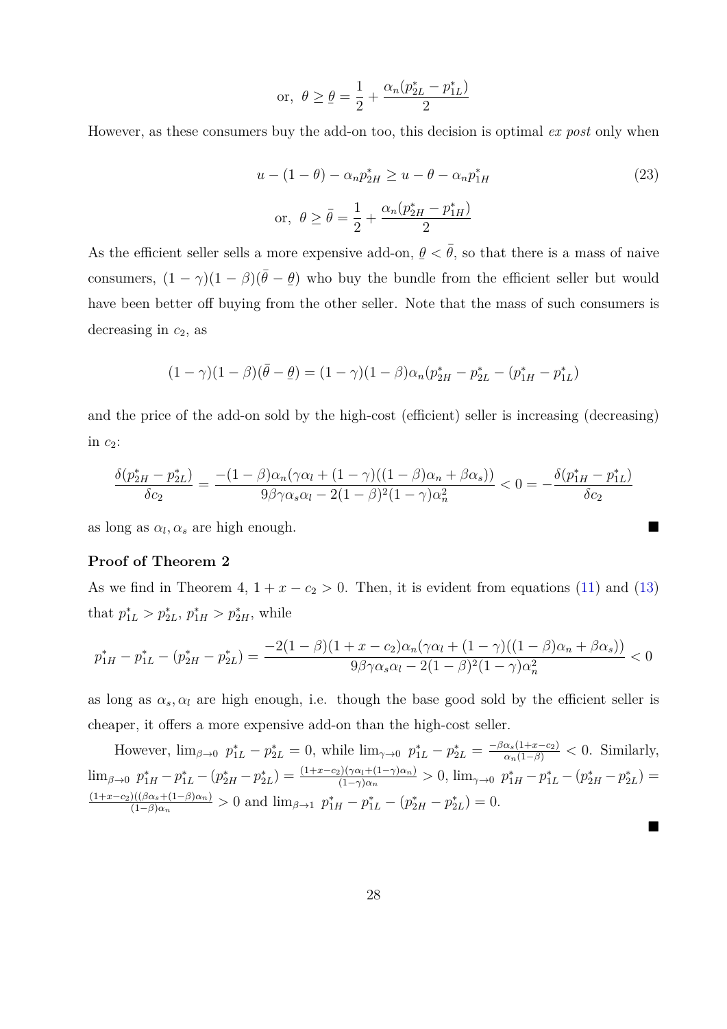$$\text{or, } \theta \geq \underline{\theta} = \frac{1}{2} + \frac{\alpha_n(p^*_{2L} - p^*_{1L})}{2}$$

However, as these consumers buy the add-on too, this decision is optimal *ex post* only when

$$u - (1-\theta) - \alpha_n p^*_{2H} \geq u - \theta - \alpha_n p^*_{1H} \tag{23}$$

$$\text{or, } \theta \geq \bar{\theta} = \frac{1}{2} + \frac{\alpha_n(p^*_{2H} - p^*_{1H})}{2}$$

As the efficient seller sells a more expensive add-on, $\underline{\theta} < \bar{\theta}$, so that there is a mass of naive consumers, $(1-\gamma)(1-\beta)(\bar{\theta} - \underline{\theta})$ who buy the bundle from the efficient seller but would have been better off buying from the other seller. Note that the mass of such consumers is decreasing in $c_2$, as

$$(1-\gamma)(1-\beta)(\bar{\theta} - \underline{\theta}) = (1-\gamma)(1-\beta)\alpha_n(p^*_{2H} - p^*_{2L} - (p^*_{1H} - p^*_{1L})$$

and the price of the add-on sold by the high-cost (efficient) seller is increasing (decreasing) in $c_2$:

$$\frac{\delta(p^*_{2H} - p^*_{2L})}{\delta c_2} = \frac{-(1-\beta)\alpha_n(\gamma\alpha_l + (1-\gamma)((1-\beta)\alpha_n + \beta\alpha_s))}{9\beta\gamma\alpha_s\alpha_l - 2(1-\beta)^2(1-\gamma)\alpha_n^2} < 0 = -\frac{\delta(p^*_{1H} - p^*_{1L})}{\delta c_2}$$

as long as $\alpha_l, \alpha_s$ are high enough. ■

**Proof of Theorem 2**

As we find in Theorem 4, $1 + x - c_2 > 0$. Then, it is evident from equations (11) and (13) that $p^*_{1L} > p^*_{2L}$, $p^*_{1H} > p^*_{2H}$, while

$$p^*_{1H} - p^*_{1L} - (p^*_{2H} - p^*_{2L}) = \frac{-2(1-\beta)(1+x-c_2)\alpha_n(\gamma\alpha_l + (1-\gamma)((1-\beta)\alpha_n + \beta\alpha_s))}{9\beta\gamma\alpha_s\alpha_l - 2(1-\beta)^2(1-\gamma)\alpha_n^2} < 0$$

as long as $\alpha_s, \alpha_l$ are high enough, i.e. though the base good sold by the efficient seller is cheaper, it offers a more expensive add-on than the high-cost seller.

However, $\lim_{\beta \to 0}\ p^*_{1L} - p^*_{2L} = 0$, while $\lim_{\gamma \to 0}\ p^*_{1L} - p^*_{2L} = \frac{-\beta\alpha_s(1+x-c_2)}{\alpha_n(1-\beta)} < 0$. Similarly, $\lim_{\beta \to 0}\ p^*_{1H} - p^*_{1L} - (p^*_{2H} - p^*_{2L}) = \frac{(1+x-c_2)(\gamma\alpha_l + (1-\gamma)\alpha_n)}{(1-\gamma)\alpha_n} > 0$, $\lim_{\gamma \to 0}\ p^*_{1H} - p^*_{1L} - (p^*_{2H} - p^*_{2L}) = \frac{(1+x-c_2)((\beta\alpha_s + (1-\beta)\alpha_n)}{(1-\beta)\alpha_n} > 0$ and $\lim_{\beta \to 1}\ p^*_{1H} - p^*_{1L} - (p^*_{2H} - p^*_{2L}) = 0$.

■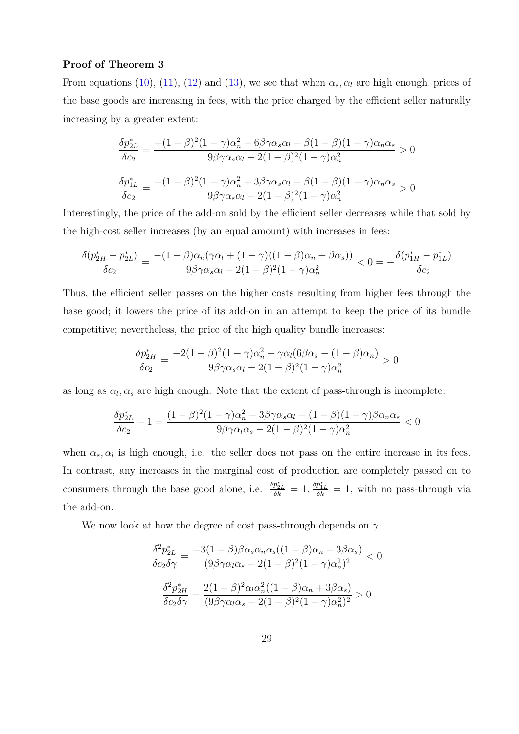**Proof of Theorem 3**

From equations (10), (11), (12) and (13), we see that when $\alpha_s, \alpha_l$ are high enough, prices of the base goods are increasing in fees, with the price charged by the efficient seller naturally increasing by a greater extent:

$$\frac{\delta p_{2L}^*}{\delta c_2} = \frac{-(1-\beta)^2(1-\gamma)\alpha_n^2 + 6\beta\gamma\alpha_s\alpha_l + \beta(1-\beta)(1-\gamma)\alpha_n\alpha_s}{9\beta\gamma\alpha_s\alpha_l - 2(1-\beta)^2(1-\gamma)\alpha_n^2} > 0$$

$$\frac{\delta p_{1L}^*}{\delta c_2} = \frac{-(1-\beta)^2(1-\gamma)\alpha_n^2 + 3\beta\gamma\alpha_s\alpha_l - \beta(1-\beta)(1-\gamma)\alpha_n\alpha_s}{9\beta\gamma\alpha_s\alpha_l - 2(1-\beta)^2(1-\gamma)\alpha_n^2} > 0$$

Interestingly, the price of the add-on sold by the efficient seller decreases while that sold by the high-cost seller increases (by an equal amount) with increases in fees:

$$\frac{\delta(p_{2H}^* - p_{2L}^*)}{\delta c_2} = \frac{-(1-\beta)\alpha_n(\gamma\alpha_l + (1-\gamma)((1-\beta)\alpha_n + \beta\alpha_s))}{9\beta\gamma\alpha_s\alpha_l - 2(1-\beta)^2(1-\gamma)\alpha_n^2} < 0 = -\frac{\delta(p_{1H}^* - p_{1L}^*)}{\delta c_2}$$

Thus, the efficient seller passes on the higher costs resulting from higher fees through the base good; it lowers the price of its add-on in an attempt to keep the price of its bundle competitive; nevertheless, the price of the high quality bundle increases:

$$\frac{\delta p_{2H}^*}{\delta c_2} = \frac{-2(1-\beta)^2(1-\gamma)\alpha_n^2 + \gamma\alpha_l(6\beta\alpha_s - (1-\beta)\alpha_n)}{9\beta\gamma\alpha_s\alpha_l - 2(1-\beta)^2(1-\gamma)\alpha_n^2} > 0$$

as long as $\alpha_l, \alpha_s$ are high enough. Note that the extent of pass-through is incomplete:

$$\frac{\delta p_{2L}^*}{\delta c_2} - 1 = \frac{(1-\beta)^2(1-\gamma)\alpha_n^2 - 3\beta\gamma\alpha_s\alpha_l + (1-\beta)(1-\gamma)\beta\alpha_n\alpha_s}{9\beta\gamma\alpha_l\alpha_s - 2(1-\beta)^2(1-\gamma)\alpha_n^2} < 0$$

when $\alpha_s, \alpha_l$ is high enough, i.e. the seller does not pass on the entire increase in its fees. In contrast, any increases in the marginal cost of production are completely passed on to consumers through the base good alone, i.e. $\frac{\delta p_{2L}^*}{\delta k} = 1, \frac{\delta p_{1L}^*}{\delta k} = 1$, with no pass-through via the add-on.

We now look at how the degree of cost pass-through depends on $\gamma$.

$$\frac{\delta^2 p_{2L}^*}{\delta c_2 \delta\gamma} = \frac{-3(1-\beta)\beta\alpha_s\alpha_n\alpha_s((1-\beta)\alpha_n + 3\beta\alpha_s)}{(9\beta\gamma\alpha_l\alpha_s - 2(1-\beta)^2(1-\gamma)\alpha_n^2)^2} < 0$$

$$\frac{\delta^2 p_{2H}^*}{\delta c_2 \delta\gamma} = \frac{2(1-\beta)^2\alpha_l\alpha_n^2((1-\beta)\alpha_n + 3\beta\alpha_s)}{(9\beta\gamma\alpha_l\alpha_s - 2(1-\beta)^2(1-\gamma)\alpha_n^2)^2} > 0$$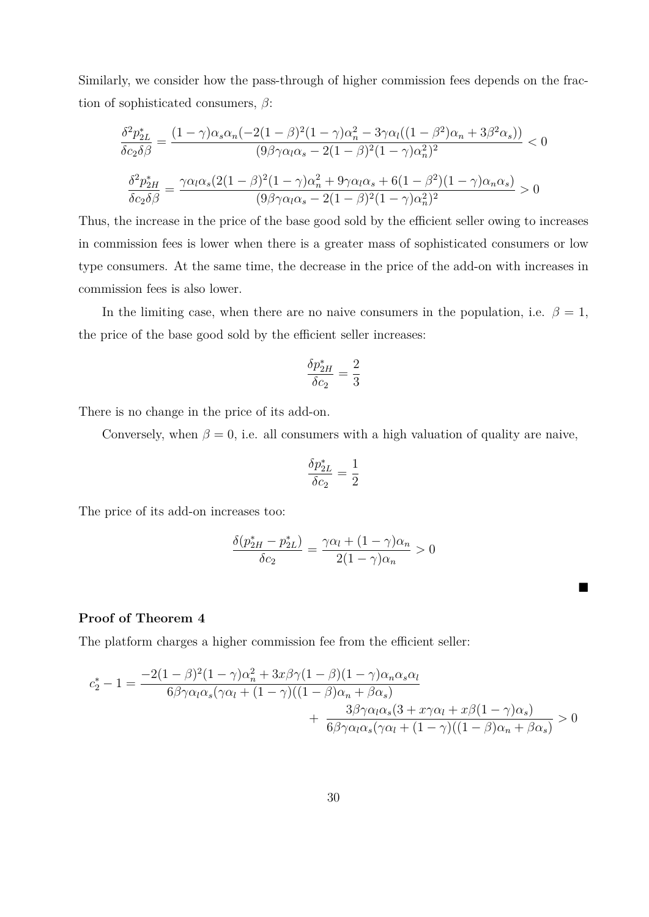Similarly, we consider how the pass-through of higher commission fees depends on the fraction of sophisticated consumers, $\beta$:

$$\frac{\delta^2 p_{2L}^*}{\delta c_2 \delta \beta} = \frac{(1-\gamma)\alpha_s \alpha_n(-2(1-\beta)^2(1-\gamma)\alpha_n^2 - 3\gamma\alpha_l((1-\beta^2)\alpha_n + 3\beta^2\alpha_s))}{(9\beta\gamma\alpha_l\alpha_s - 2(1-\beta)^2(1-\gamma)\alpha_n^2)^2} < 0$$

$$\frac{\delta^2 p_{2H}^*}{\delta c_2 \delta \beta} = \frac{\gamma\alpha_l\alpha_s(2(1-\beta)^2(1-\gamma)\alpha_n^2 + 9\gamma\alpha_l\alpha_s + 6(1-\beta^2)(1-\gamma)\alpha_n\alpha_s)}{(9\beta\gamma\alpha_l\alpha_s - 2(1-\beta)^2(1-\gamma)\alpha_n^2)^2} > 0$$

Thus, the increase in the price of the base good sold by the efficient seller owing to increases in commission fees is lower when there is a greater mass of sophisticated consumers or low type consumers. At the same time, the decrease in the price of the add-on with increases in commission fees is also lower.

In the limiting case, when there are no naive consumers in the population, i.e. $\beta = 1$, the price of the base good sold by the efficient seller increases:

$$\frac{\delta p_{2H}^*}{\delta c_2} = \frac{2}{3}$$

There is no change in the price of its add-on.

Conversely, when $\beta = 0$, i.e. all consumers with a high valuation of quality are naive,

$$\frac{\delta p_{2L}^*}{\delta c_2} = \frac{1}{2}$$

The price of its add-on increases too:

$$\frac{\delta(p_{2H}^* - p_{2L}^*)}{\delta c_2} = \frac{\gamma\alpha_l + (1-\gamma)\alpha_n}{2(1-\gamma)\alpha_n} > 0$$

■

**Proof of Theorem 4**

The platform charges a higher commission fee from the efficient seller:

$$c_2^* - 1 = \frac{-2(1-\beta)^2(1-\gamma)\alpha_n^2 + 3x\beta\gamma(1-\beta)(1-\gamma)\alpha_n\alpha_s\alpha_l}{6\beta\gamma\alpha_l\alpha_s(\gamma\alpha_l + (1-\gamma)((1-\beta)\alpha_n + \beta\alpha_s)} + \frac{3\beta\gamma\alpha_l\alpha_s(3 + x\gamma\alpha_l + x\beta(1-\gamma)\alpha_s)}{6\beta\gamma\alpha_l\alpha_s(\gamma\alpha_l + (1-\gamma)((1-\beta)\alpha_n + \beta\alpha_s)} > 0$$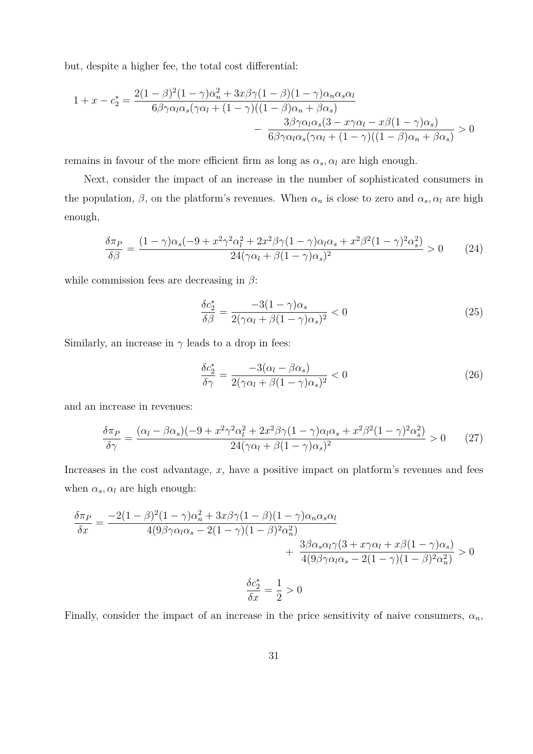but, despite a higher fee, the total cost differential:

$$1 + x - c_2^* = \frac{2(1-\beta)^2(1-\gamma)\alpha_n^2 + 3x\beta\gamma(1-\beta)(1-\gamma)\alpha_n\alpha_s\alpha_l}{6\beta\gamma\alpha_l\alpha_s(\gamma\alpha_l + (1-\gamma)((1-\beta)\alpha_n + \beta\alpha_s)} - \frac{3\beta\gamma\alpha_l\alpha_s(3 - x\gamma\alpha_l - x\beta(1-\gamma)\alpha_s)}{6\beta\gamma\alpha_l\alpha_s(\gamma\alpha_l + (1-\gamma)((1-\beta)\alpha_n + \beta\alpha_s)} > 0$$

remains in favour of the more efficient firm as long as $\alpha_s, \alpha_l$ are high enough.

Next, consider the impact of an increase in the number of sophisticated consumers in the population, $\beta$, on the platform's revenues. When $\alpha_n$ is close to zero and $\alpha_s, \alpha_l$ are high enough,

$$\frac{\delta\pi_P}{\delta\beta} = \frac{(1-\gamma)\alpha_s(-9 + x^2\gamma^2\alpha_l^2 + 2x^2\beta\gamma(1-\gamma)\alpha_l\alpha_s + x^2\beta^2(1-\gamma)^2\alpha_s^2)}{24(\gamma\alpha_l + \beta(1-\gamma)\alpha_s)^2} > 0 \tag{24}$$

while commission fees are decreasing in $\beta$:

$$\frac{\delta c_2^*}{\delta\beta} = \frac{-3(1-\gamma)\alpha_s}{2(\gamma\alpha_l + \beta(1-\gamma)\alpha_s)^2} < 0 \tag{25}$$

Similarly, an increase in $\gamma$ leads to a drop in fees:

$$\frac{\delta c_2^*}{\delta\gamma} = \frac{-3(\alpha_l - \beta\alpha_s)}{2(\gamma\alpha_l + \beta(1-\gamma)\alpha_s)^2} < 0 \tag{26}$$

and an increase in revenues:

$$\frac{\delta\pi_P}{\delta\gamma} = \frac{(\alpha_l - \beta\alpha_s)(-9 + x^2\gamma^2\alpha_l^2 + 2x^2\beta\gamma(1-\gamma)\alpha_l\alpha_s + x^2\beta^2(1-\gamma)^2\alpha_s^2)}{24(\gamma\alpha_l + \beta(1-\gamma)\alpha_s)^2} > 0 \tag{27}$$

Increases in the cost advantage, $x$, have a positive impact on platform's revenues and fees when $\alpha_s, \alpha_l$ are high enough:

$$\frac{\delta\pi_P}{\delta x} = \frac{-2(1-\beta)^2(1-\gamma)\alpha_n^2 + 3x\beta\gamma(1-\beta)(1-\gamma)\alpha_n\alpha_s\alpha_l}{4(9\beta\gamma\alpha_l\alpha_s - 2(1-\gamma)(1-\beta)^2\alpha_n^2)} + \frac{3\beta\alpha_s\alpha_l\gamma(3 + x\gamma\alpha_l + x\beta(1-\gamma)\alpha_s)}{4(9\beta\gamma\alpha_l\alpha_s - 2(1-\gamma)(1-\beta)^2\alpha_n^2)} > 0$$

$$\frac{\delta c_2^*}{\delta x} = \frac{1}{2} > 0$$

Finally, consider the impact of an increase in the price sensitivity of naive consumers, $\alpha_n$,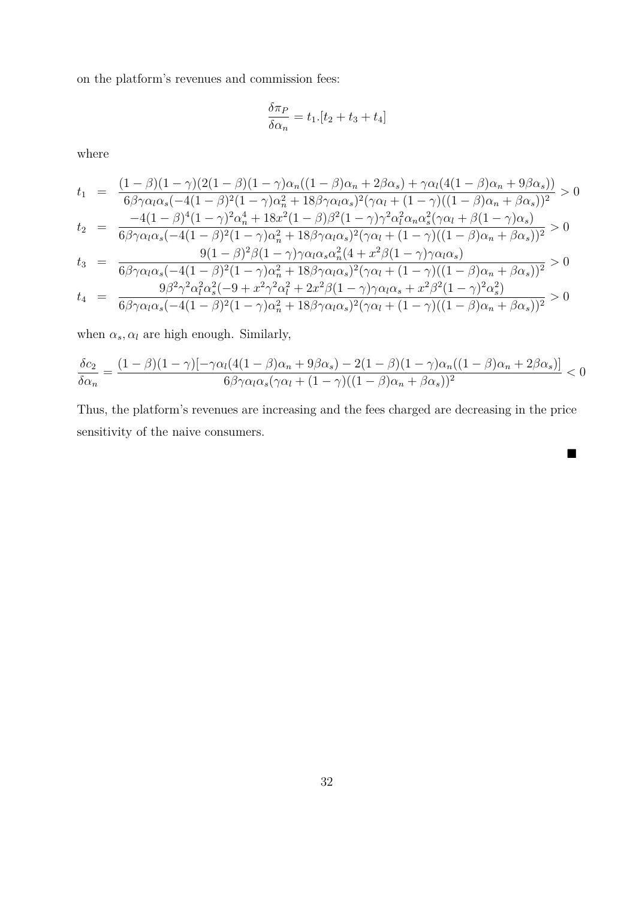on the platform's revenues and commission fees:

$$\frac{\delta \pi_P}{\delta \alpha_n} = t_1.[t_2 + t_3 + t_4]$$

where

$$
\begin{aligned}
t_1 &= \frac{(1-\beta)(1-\gamma)(2(1-\beta)(1-\gamma)\alpha_n((1-\beta)\alpha_n + 2\beta\alpha_s) + \gamma\alpha_l(4(1-\beta)\alpha_n + 9\beta\alpha_s))}{6\beta\gamma\alpha_l\alpha_s(-4(1-\beta)^2(1-\gamma)\alpha_n^2 + 18\beta\gamma\alpha_l\alpha_s)^2(\gamma\alpha_l + (1-\gamma)((1-\beta)\alpha_n + \beta\alpha_s))^2} > 0 \\
t_2 &= \frac{-4(1-\beta)^4(1-\gamma)^2\alpha_n^4 + 18x^2(1-\beta)\beta^2(1-\gamma)\gamma^2\alpha_l^2\alpha_n\alpha_s^2(\gamma\alpha_l + \beta(1-\gamma)\alpha_s)}{6\beta\gamma\alpha_l\alpha_s(-4(1-\beta)^2(1-\gamma)\alpha_n^2 + 18\beta\gamma\alpha_l\alpha_s)^2(\gamma\alpha_l + (1-\gamma)((1-\beta)\alpha_n + \beta\alpha_s))^2} > 0 \\
t_3 &= \frac{9(1-\beta)^2\beta(1-\gamma)\gamma\alpha_l\alpha_s\alpha_n^2(4 + x^2\beta(1-\gamma)\gamma\alpha_l\alpha_s)}{6\beta\gamma\alpha_l\alpha_s(-4(1-\beta)^2(1-\gamma)\alpha_n^2 + 18\beta\gamma\alpha_l\alpha_s)^2(\gamma\alpha_l + (1-\gamma)((1-\beta)\alpha_n + \beta\alpha_s))^2} > 0 \\
t_4 &= \frac{9\beta^2\gamma^2\alpha_l^2\alpha_s^2(-9 + x^2\gamma^2\alpha_l^2 + 2x^2\beta(1-\gamma)\gamma\alpha_l\alpha_s + x^2\beta^2(1-\gamma)^2\alpha_s^2)}{6\beta\gamma\alpha_l\alpha_s(-4(1-\beta)^2(1-\gamma)\alpha_n^2 + 18\beta\gamma\alpha_l\alpha_s)^2(\gamma\alpha_l + (1-\gamma)((1-\beta)\alpha_n + \beta\alpha_s))^2} > 0
\end{aligned}
$$

when $\alpha_s, \alpha_l$ are high enough. Similarly,

$$\frac{\delta c_2}{\delta \alpha_n} = \frac{(1-\beta)(1-\gamma)[-\gamma\alpha_l(4(1-\beta)\alpha_n + 9\beta\alpha_s) - 2(1-\beta)(1-\gamma)\alpha_n((1-\beta)\alpha_n + 2\beta\alpha_s)]}{6\beta\gamma\alpha_l\alpha_s(\gamma\alpha_l + (1-\gamma)((1-\beta)\alpha_n + \beta\alpha_s))^2} < 0$$

Thus, the platform's revenues are increasing and the fees charged are decreasing in the price sensitivity of the naive consumers.

■